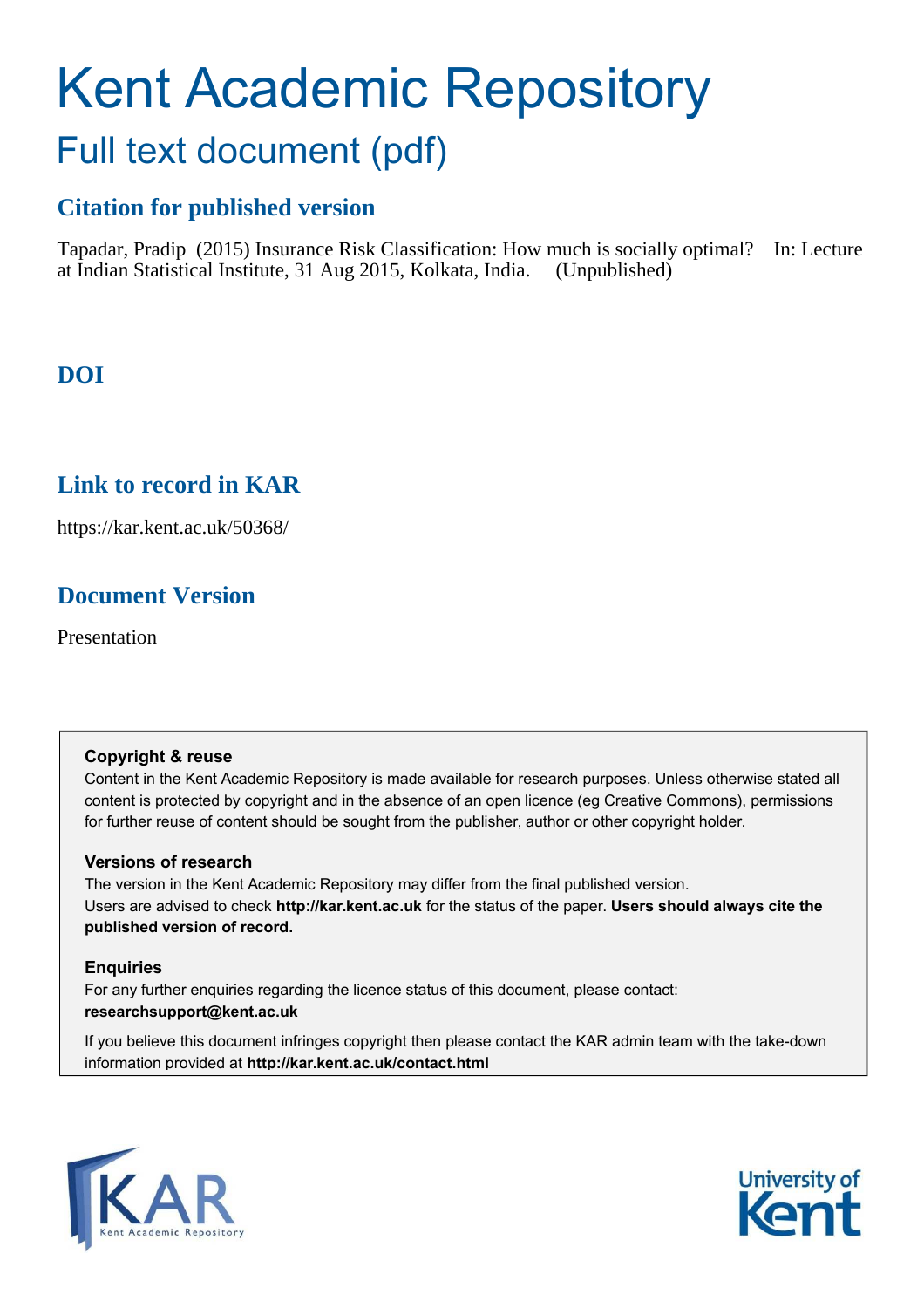# Kent Academic Repository

## Full text document (pdf)

### Citation for published version

Tapadar, Pradip (2015) Insurance Risk Classification: How much is socially optimal? In: Lecture at Indian Statistical Institute, 31 Aug 2015, Kolkata, India. (Unpublished)

### DOI

### Link to record in KAR

https://kar.kent.ac.uk/50368/

### Document Version

Presentation

**Copyright & reuse**

Content in the Kent Academic Repository is made available for research purposes. Unless otherwise stated all content is protected by copyright and in the absence of an open licence (eg Creative Commons), permissions for further reuse of content should be sought from the publisher, author or other copyright holder.

**Versions of research**

The version in the Kent Academic Repository may differ from the final published version. Users are advised to check **http://kar.kent.ac.uk** for the status of the paper. **Users should always cite the published version of record.**

**Enquiries**

For any further enquiries regarding the licence status of this document, please contact: **researchsupport@kent.ac.uk**

If you believe this document infringes copyright then please contact the KAR admin team with the take-down information provided at **http://kar.kent.ac.uk/contact.html**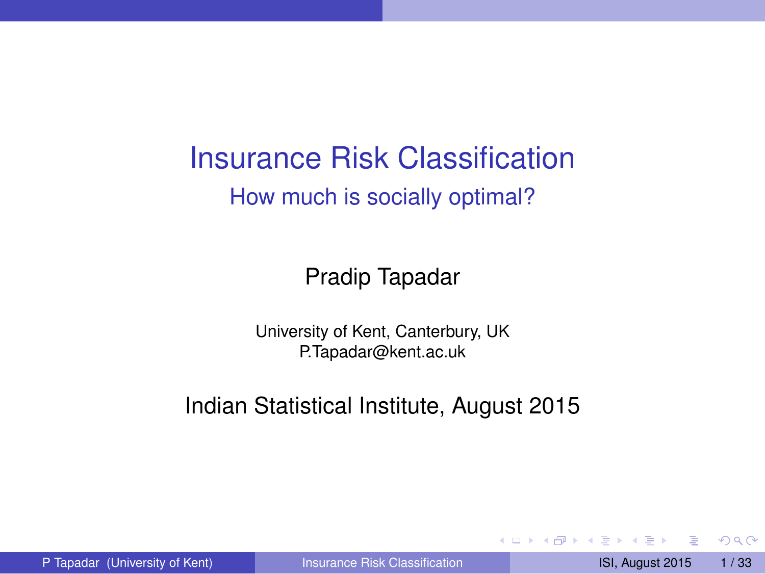# Insurance Risk Classification

## How much is socially optimal?

Pradip Tapadar

University of Kent, Canterbury, UK
P.Tapadar@kent.ac.uk

Indian Statistical Institute, August 2015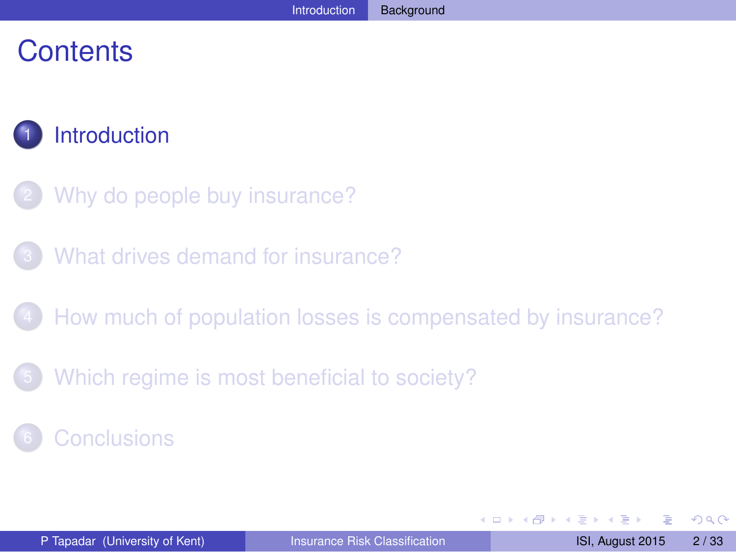# Contents

1. Introduction
2. Why do people buy insurance?
3. What drives demand for insurance?
4. How much of population losses is compensated by insurance?
5. Which regime is most beneficial to society?
6. Conclusions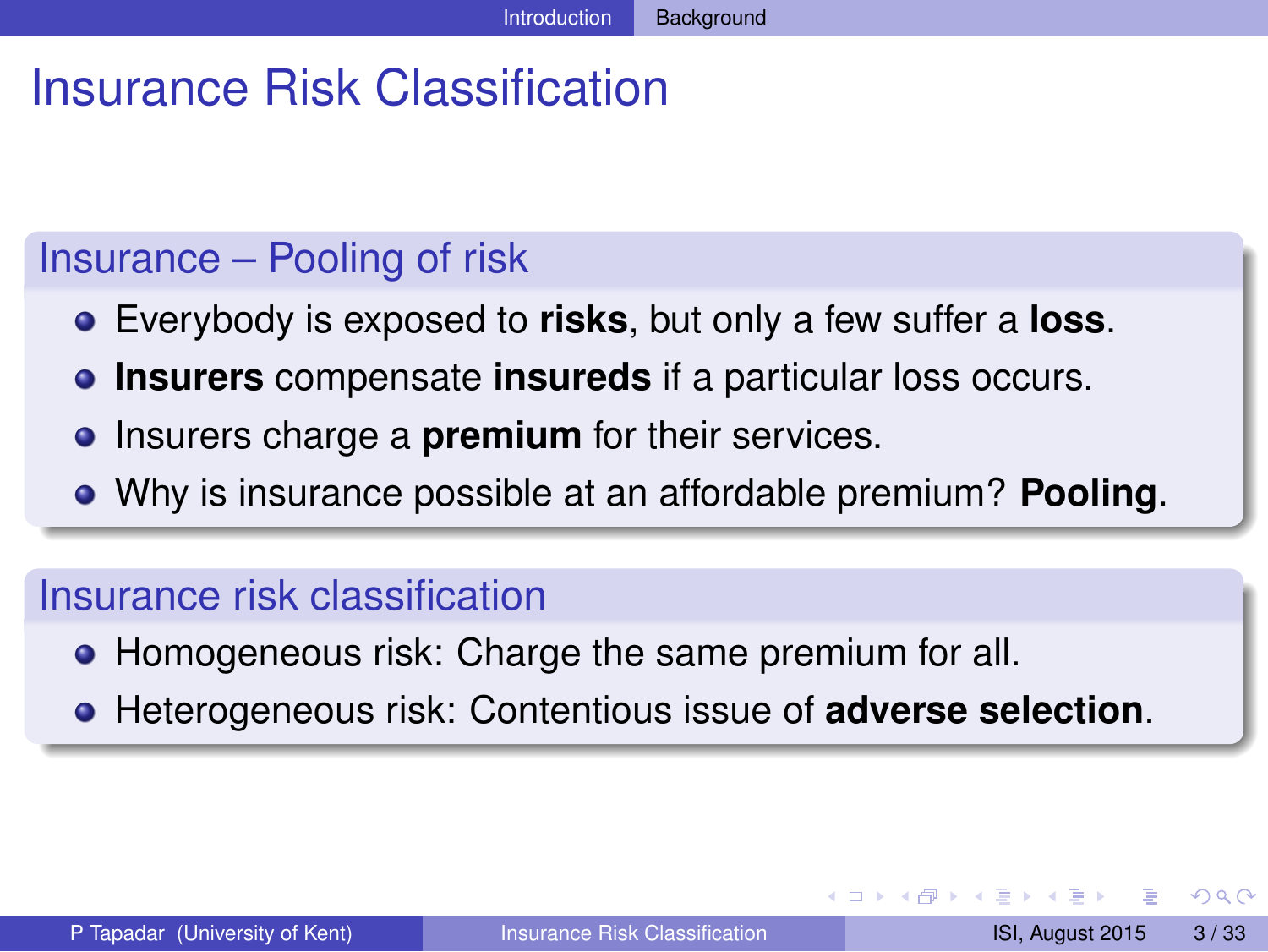# Insurance Risk Classification

## Insurance – Pooling of risk

- Everybody is exposed to **risks**, but only a few suffer a **loss**.
- **Insurers** compensate **insureds** if a particular loss occurs.
- Insurers charge a **premium** for their services.
- Why is insurance possible at an affordable premium? **Pooling**.

## Insurance risk classification

- Homogeneous risk: Charge the same premium for all.
- Heterogeneous risk: Contentious issue of **adverse selection**.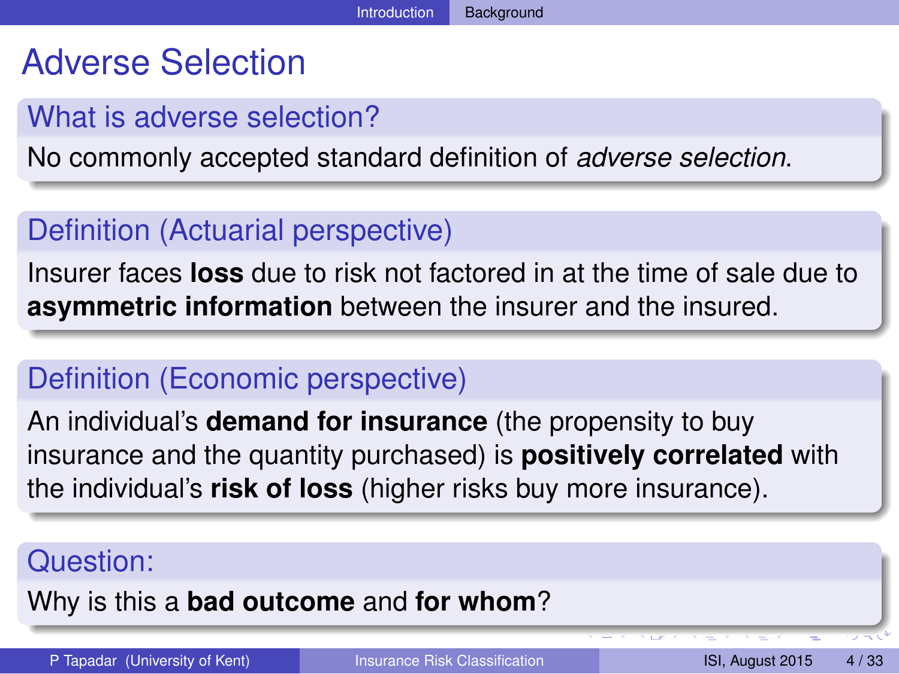# Adverse Selection

### What is adverse selection?

No commonly accepted standard definition of *adverse selection*.

### Definition (Actuarial perspective)

Insurer faces **loss** due to risk not factored in at the time of sale due to **asymmetric information** between the insurer and the insured.

### Definition (Economic perspective)

An individual's **demand for insurance** (the propensity to buy insurance and the quantity purchased) is **positively correlated** with the individual's **risk of loss** (higher risks buy more insurance).

### Question:

Why is this a **bad outcome** and **for whom**?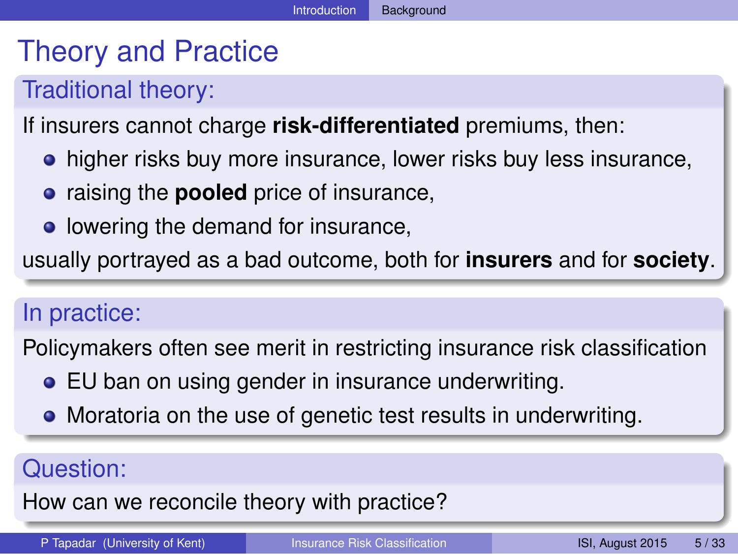# Theory and Practice

## Traditional theory:

If insurers cannot charge **risk-differentiated** premiums, then:

- higher risks buy more insurance, lower risks buy less insurance,
- raising the **pooled** price of insurance,
- lowering the demand for insurance,

usually portrayed as a bad outcome, both for **insurers** and for **society**.

## In practice:

Policymakers often see merit in restricting insurance risk classification

- EU ban on using gender in insurance underwriting.
- Moratoria on the use of genetic test results in underwriting.

## Question:

How can we reconcile theory with practice?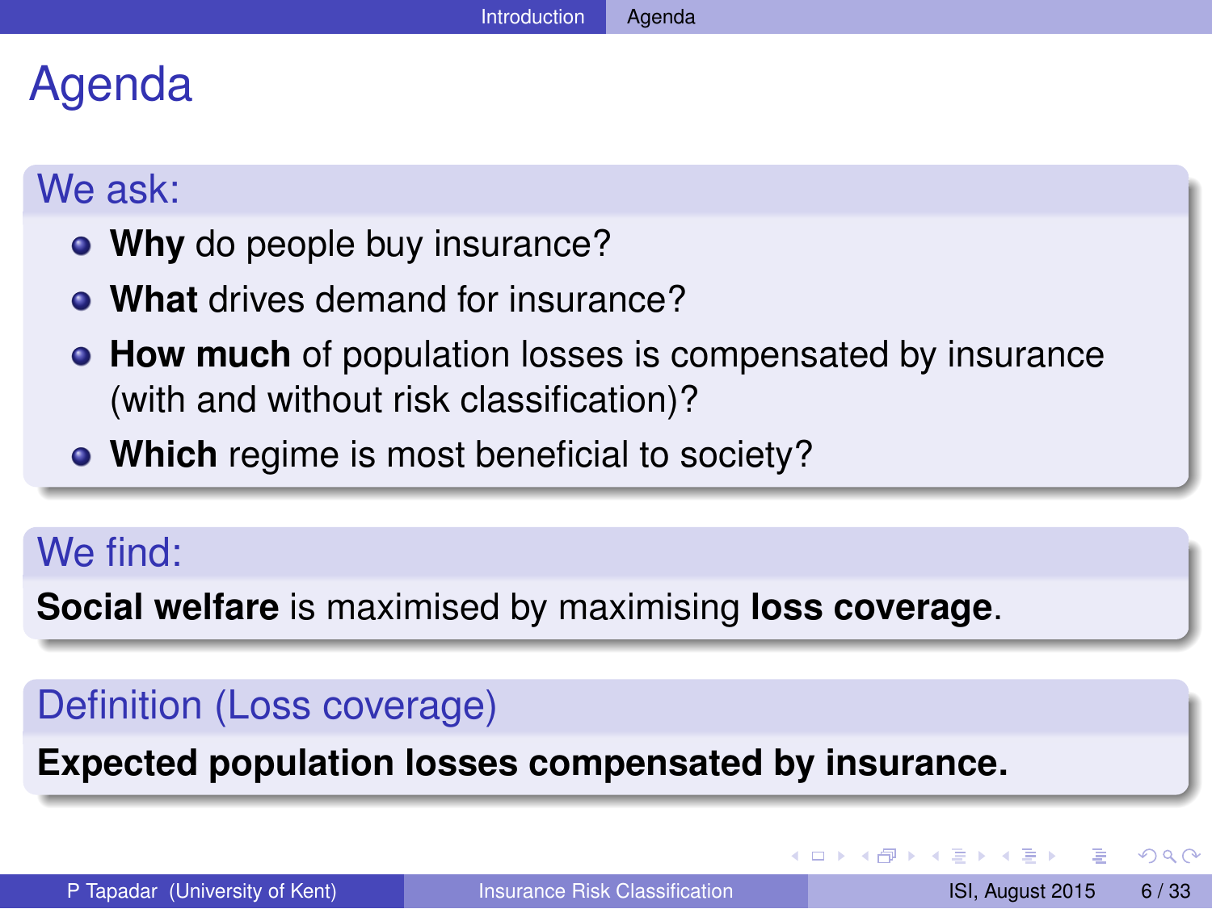# Agenda

## We ask:

- **Why** do people buy insurance?
- **What** drives demand for insurance?
- **How much** of population losses is compensated by insurance (with and without risk classification)?
- **Which** regime is most beneficial to society?

## We find:

**Social welfare** is maximised by maximising **loss coverage**.

## Definition (Loss coverage)

**Expected population losses compensated by insurance.**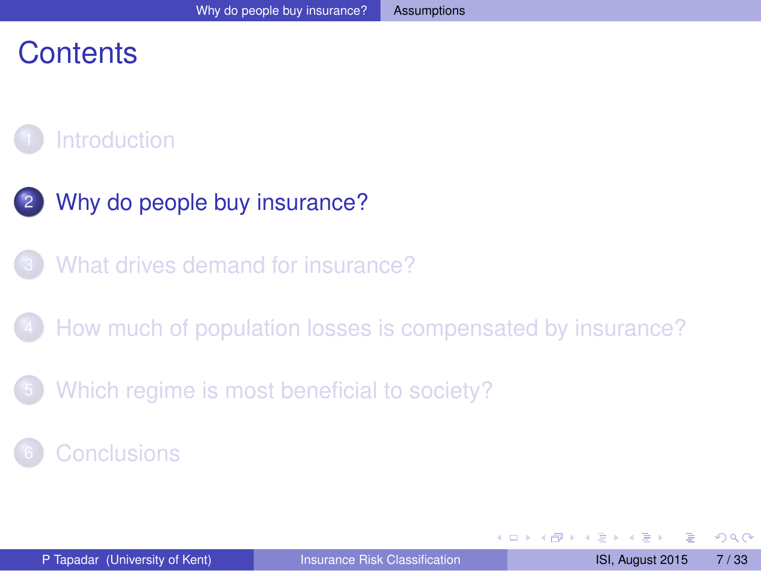# Contents

1. Introduction
2. **Why do people buy insurance?**
3. What drives demand for insurance?
4. How much of population losses is compensated by insurance?
5. Which regime is most beneficial to society?
6. Conclusions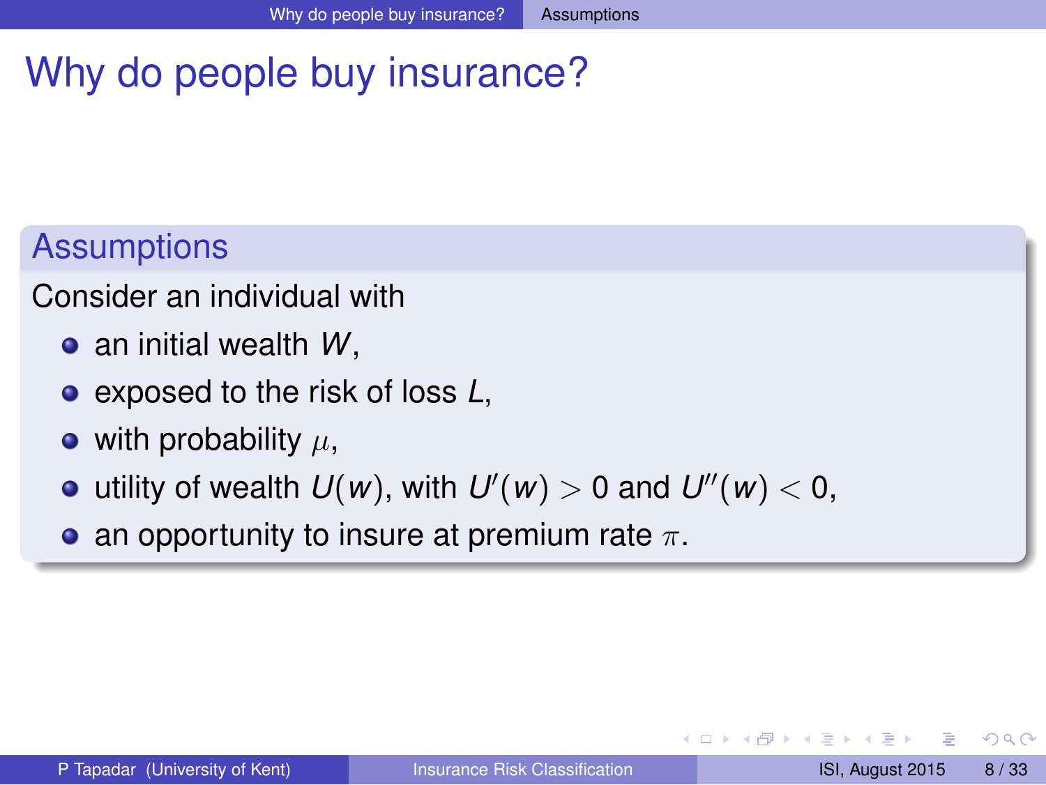# Why do people buy insurance?

## Assumptions

Consider an individual with

- an initial wealth $W$,
- exposed to the risk of loss $L$,
- with probability $\mu$,
- utility of wealth $U(w)$, with $U'(w) > 0$ and $U''(w) < 0$,
- an opportunity to insure at premium rate $\pi$.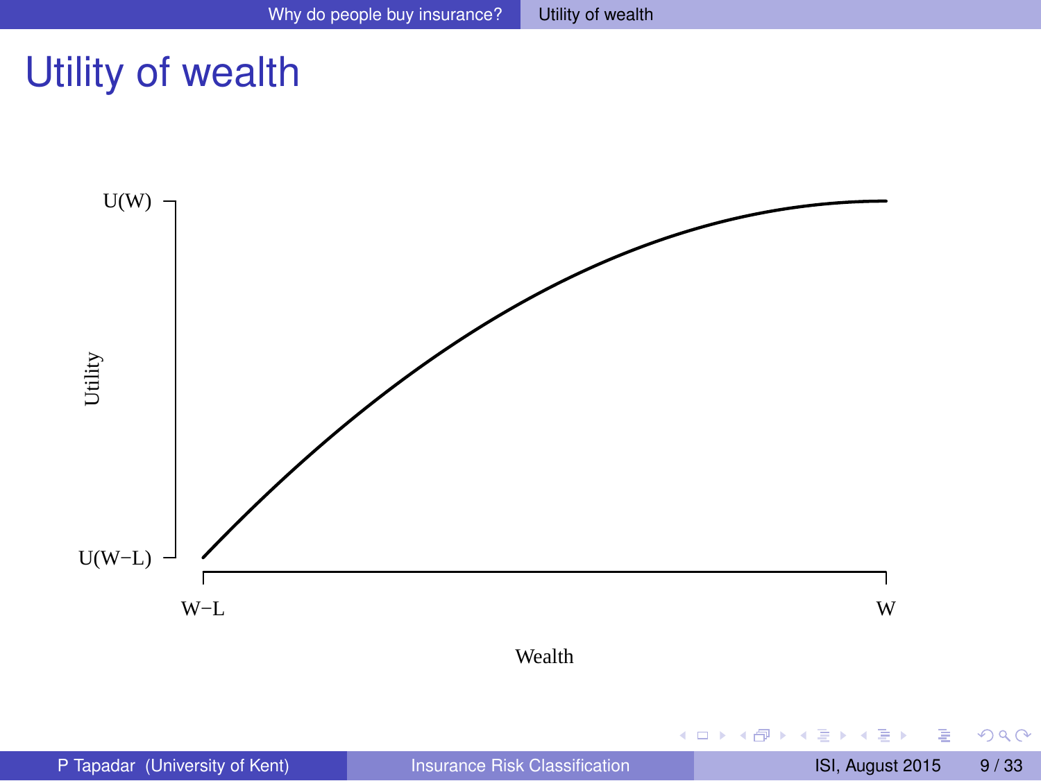# Utility of wealth

U(W)

Utility

U(W−L)

W−L

W

Wealth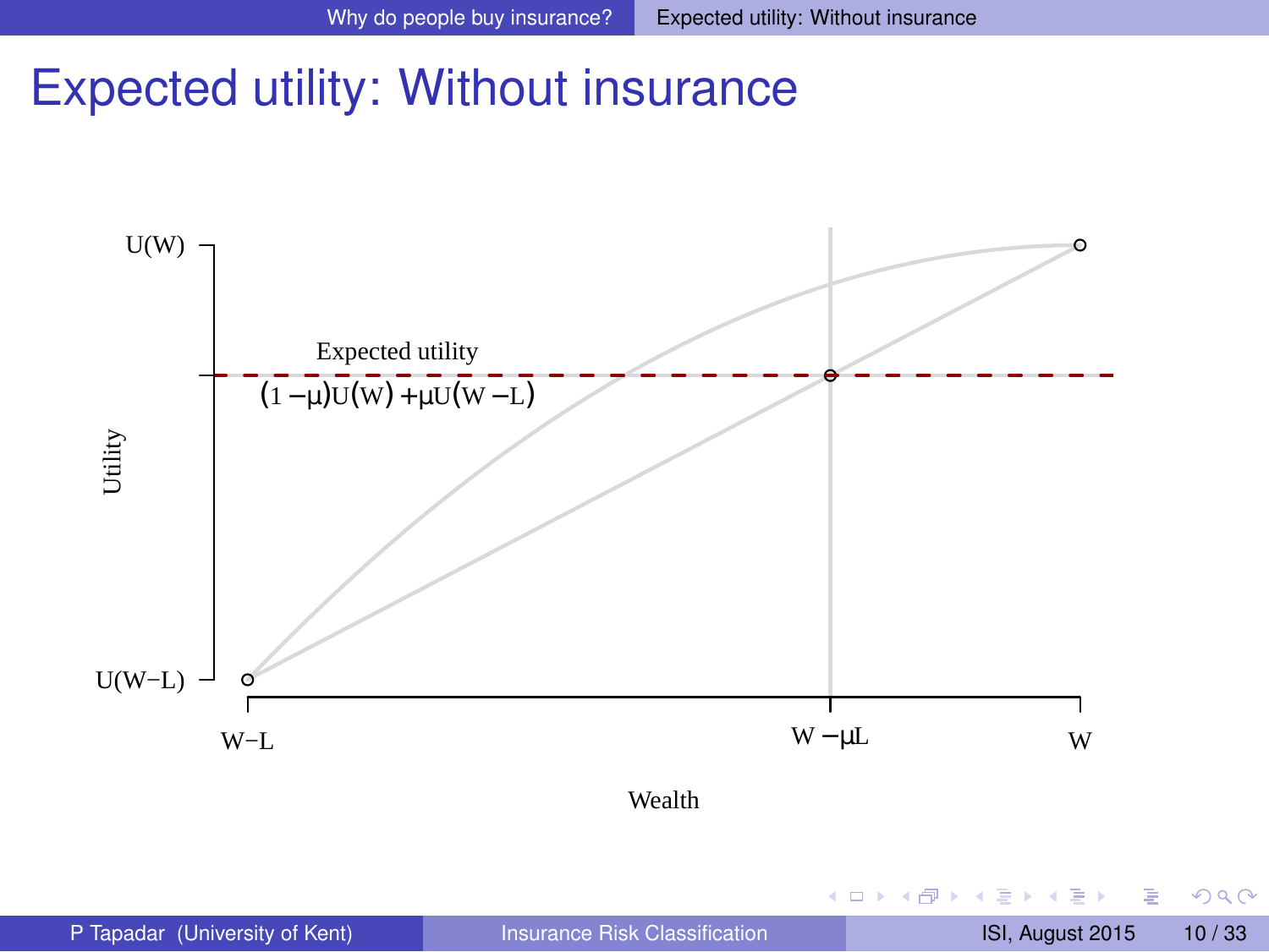# Expected utility: Without insurance

U(W)

Expected utility

$(1-\mu)U(W) + \mu U(W-L)$

Utility

U(W−L)

W−L

$W - \mu L$

W

Wealth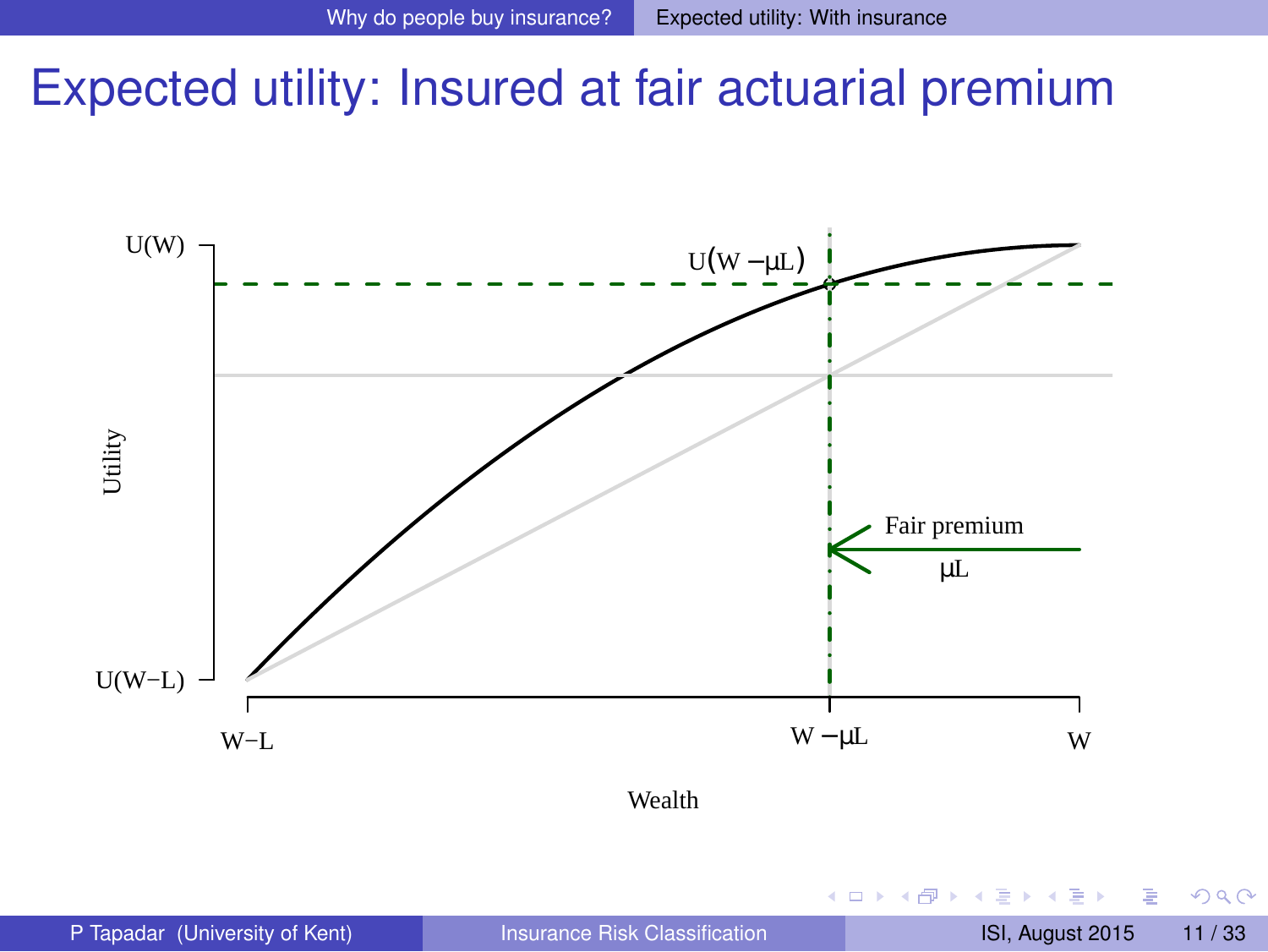# Expected utility: Insured at fair actuarial premium

U(W)

U(W−L)

Utility

$U(W - \mu L)$

Fair premium

$\mu L$

W−L

$W - \mu L$

W

Wealth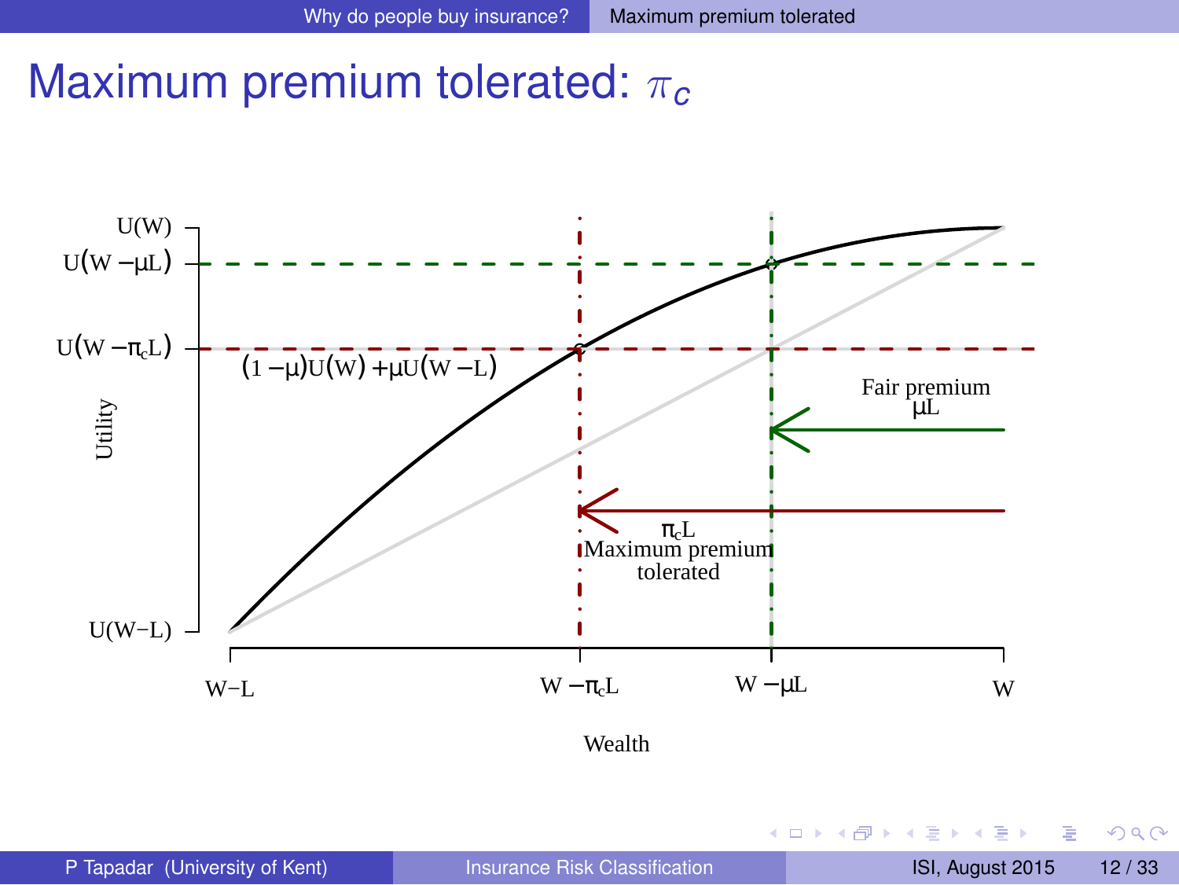# Maximum premium tolerated: $\pi_c$

$U(W)$

$U(W-\mu L)$

$U(W-\pi_c L)$

$(1-\mu)U(W)+\mu U(W-L)$

Utility

Fair premium $\mu L$

$\pi_c L$ Maximum premium tolerated

$U(W-L)$

$W-L$ $\quad W-\pi_c L$ $\quad W-\mu L$ $\quad W$

Wealth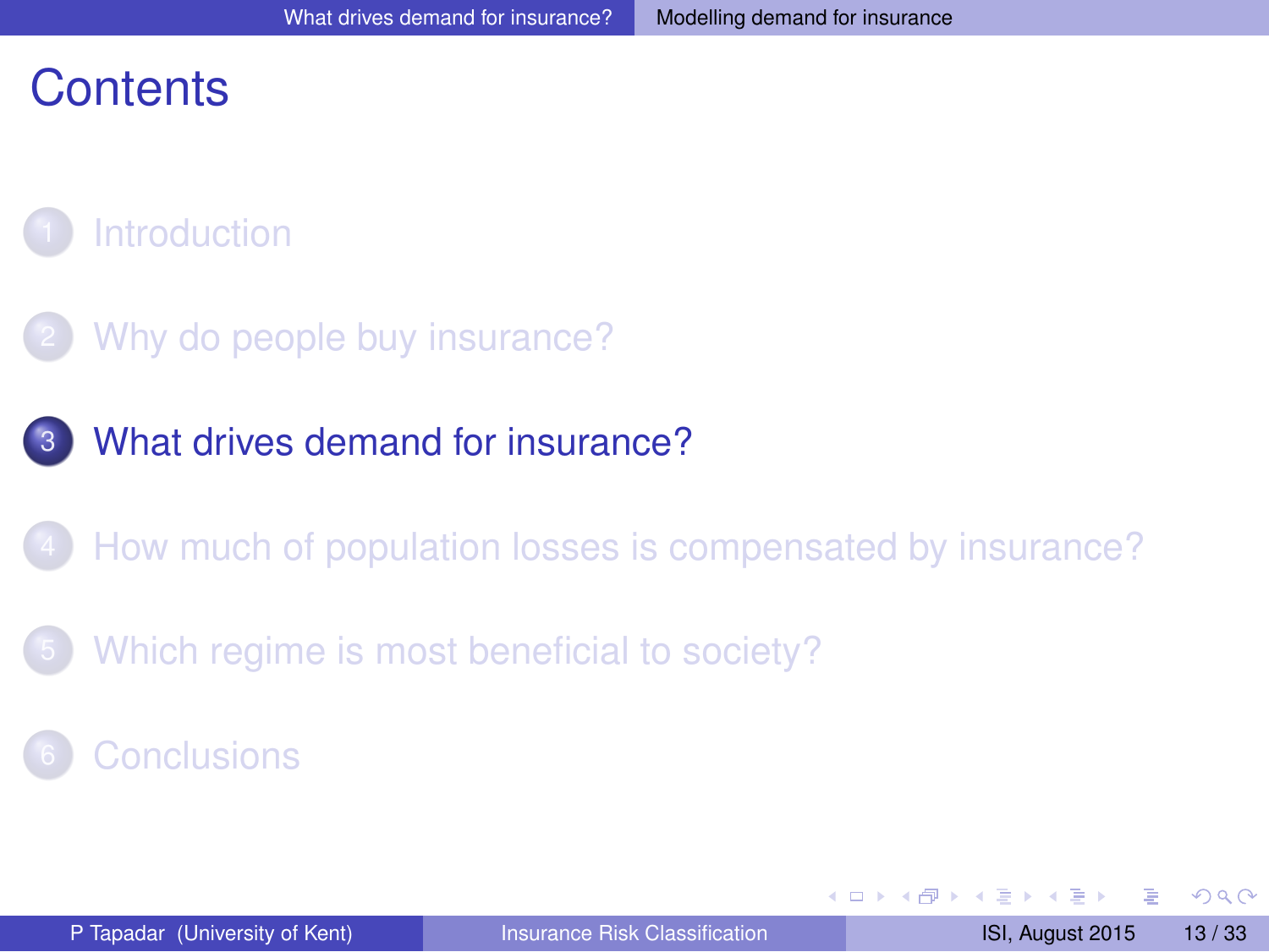# Contents

1. Introduction
2. Why do people buy insurance?
3. What drives demand for insurance?
4. How much of population losses is compensated by insurance?
5. Which regime is most beneficial to society?
6. Conclusions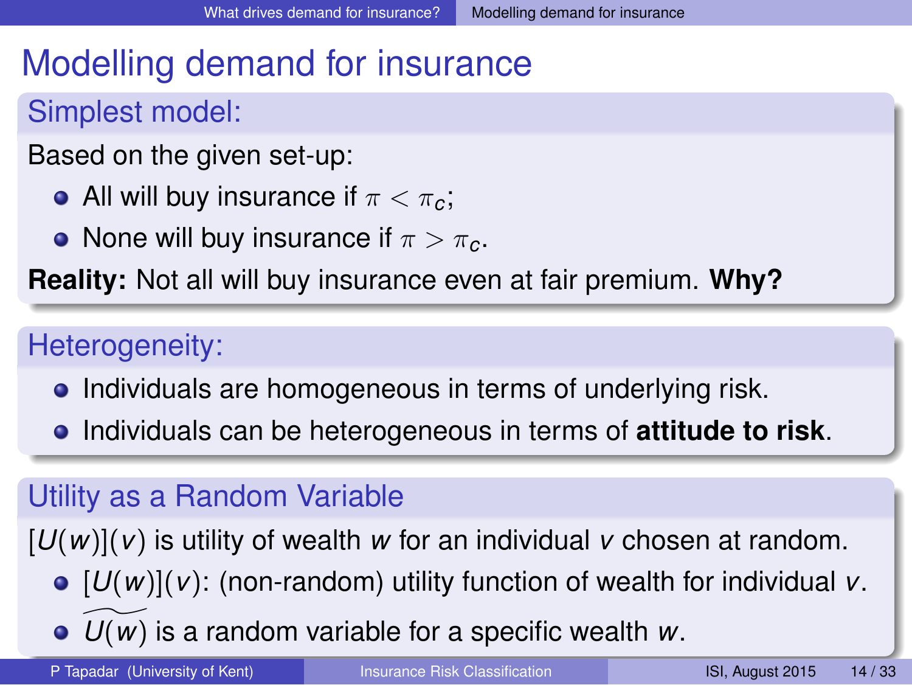# Modelling demand for insurance

## Simplest model:

Based on the given set-up:

- All will buy insurance if $\pi < \pi_c$;
- None will buy insurance if $\pi > \pi_c$.

**Reality:** Not all will buy insurance even at fair premium. **Why?**

## Heterogeneity:

- Individuals are homogeneous in terms of underlying risk.
- Individuals can be heterogeneous in terms of **attitude to risk**.

## Utility as a Random Variable

$[U(w)](v)$ is utility of wealth $w$ for an individual $v$ chosen at random.

- $[U(w)](v)$: (non-random) utility function of wealth for individual $v$.
- $\widetilde{U(w)}$ is a random variable for a specific wealth $w$.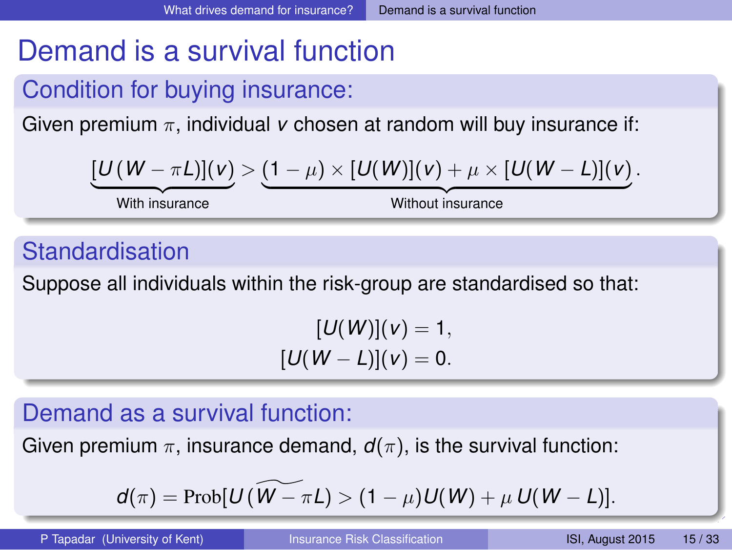# Demand is a survival function

## Condition for buying insurance:

Given premium $\pi$, individual $v$ chosen at random will buy insurance if:

$$\underbrace{[U(W - \pi L)](v)}_{\text{With insurance}} > \underbrace{(1-\mu) \times [U(W)](v) + \mu \times [U(W-L)](v)}_{\text{Without insurance}}.$$

## Standardisation

Suppose all individuals within the risk-group are standardised so that:

$$[U(W)](v) = 1,$$
$$[U(W-L)](v) = 0.$$

## Demand as a survival function:

Given premium $\pi$, insurance demand, $d(\pi)$, is the survival function:

$$d(\pi) = \text{Prob}[U(\widetilde{W - \pi}L) > (1-\mu)U(W) + \mu\, U(W-L)].$$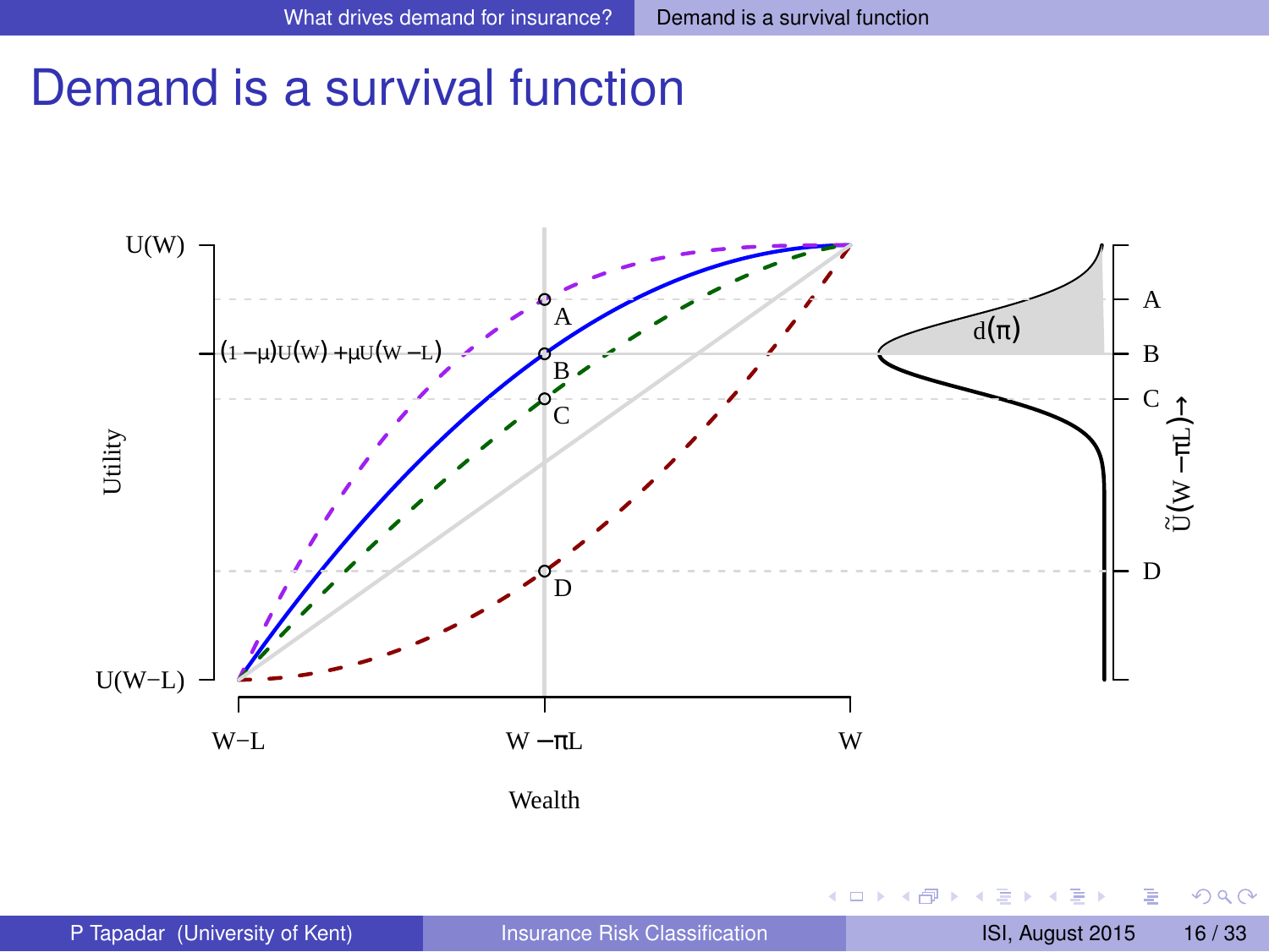# Demand is a survival function

U(W)

$(1-\mu)U(W)+\mu U(W-L)$

U(W−L)

Utility

A

B

C

D

$d(\pi)$

$\tilde{U}(W-\pi L) \rightarrow$

W−L

$W-\pi L$

W

Wealth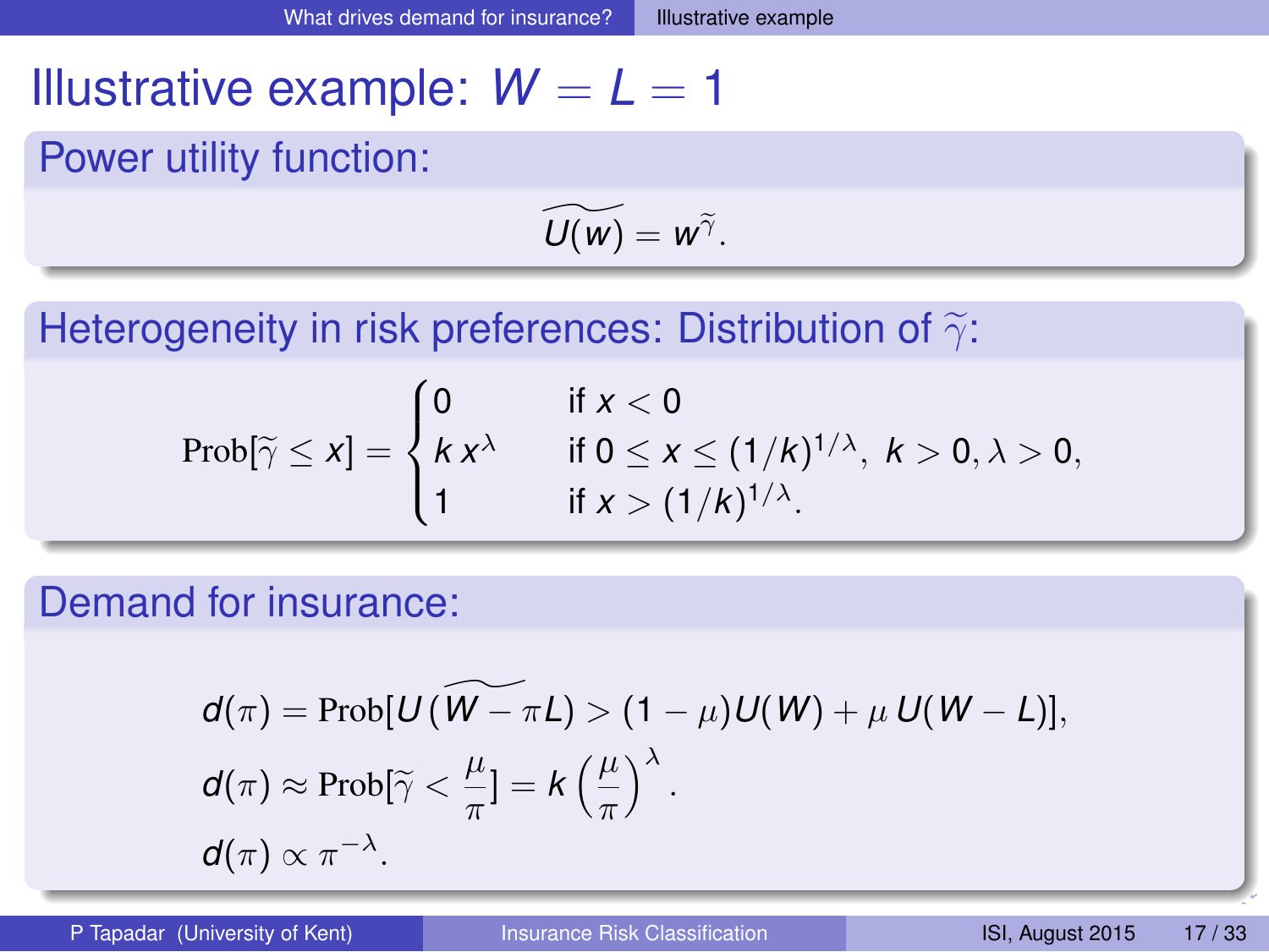# Illustrative example: $W = L = 1$

## Power utility function:

$$\widetilde{U(w)} = w^{\widetilde{\gamma}}.$$

## Heterogeneity in risk preferences: Distribution of $\widetilde{\gamma}$:

$$\text{Prob}[\widetilde{\gamma} \leq x] = \begin{cases} 0 & \text{if } x < 0 \\ k\, x^{\lambda} & \text{if } 0 \leq x \leq (1/k)^{1/\lambda},\ k > 0, \lambda > 0, \\ 1 & \text{if } x > (1/k)^{1/\lambda}. \end{cases}$$

## Demand for insurance:

$$d(\pi) = \text{Prob}[U\,(\widetilde{W - \pi} L) > (1 - \mu)U(W) + \mu\, U(W - L)],$$

$$d(\pi) \approx \text{Prob}[\widetilde{\gamma} < \frac{\mu}{\pi}] = k \left(\frac{\mu}{\pi}\right)^{\lambda}.$$

$$d(\pi) \propto \pi^{-\lambda}.$$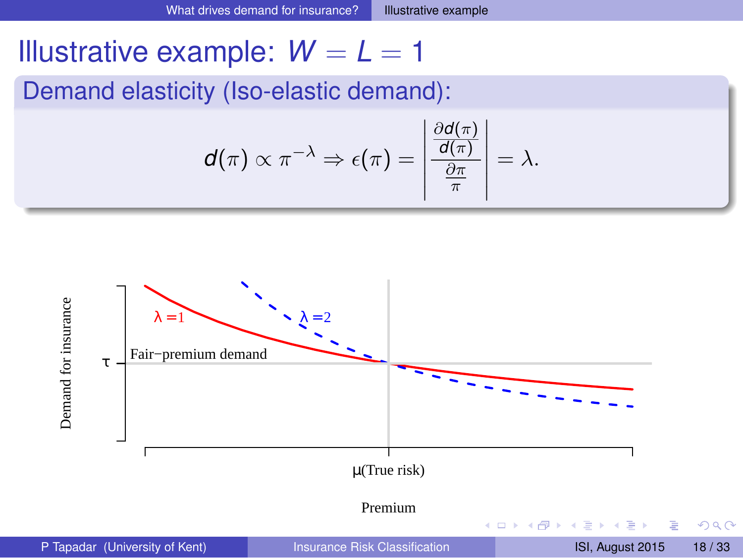# Illustrative example: $W = L = 1$

## Demand elasticity (Iso-elastic demand):

$$d(\pi) \propto \pi^{-\lambda} \Rightarrow \epsilon(\pi) = \left| \frac{\frac{\partial d(\pi)}{d(\pi)}}{\frac{\partial \pi}{\pi}} \right| = \lambda.$$

Demand for insurance

τ

Fair−premium demand

λ =1

λ =2

μ(True risk)

Premium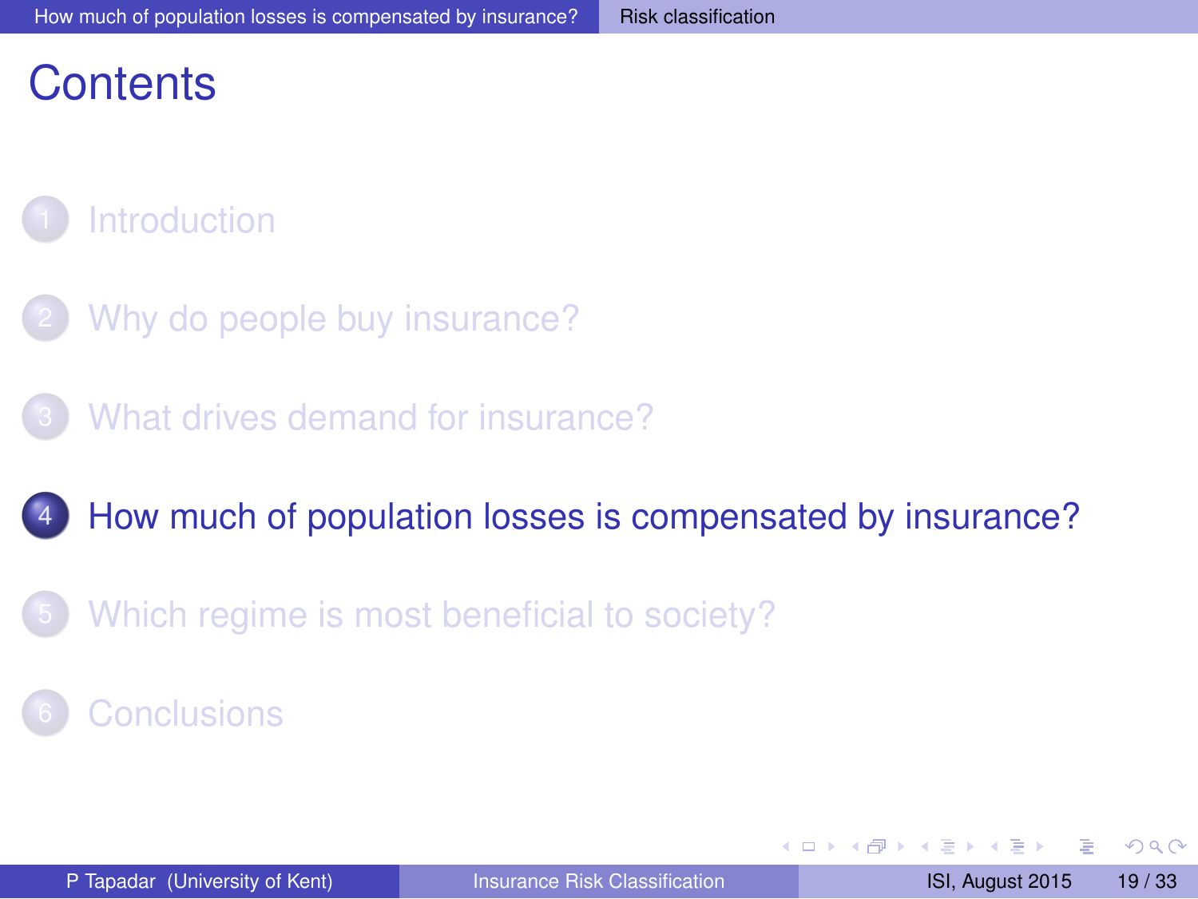# Contents

1. Introduction
2. Why do people buy insurance?
3. What drives demand for insurance?
4. How much of population losses is compensated by insurance?
5. Which regime is most beneficial to society?
6. Conclusions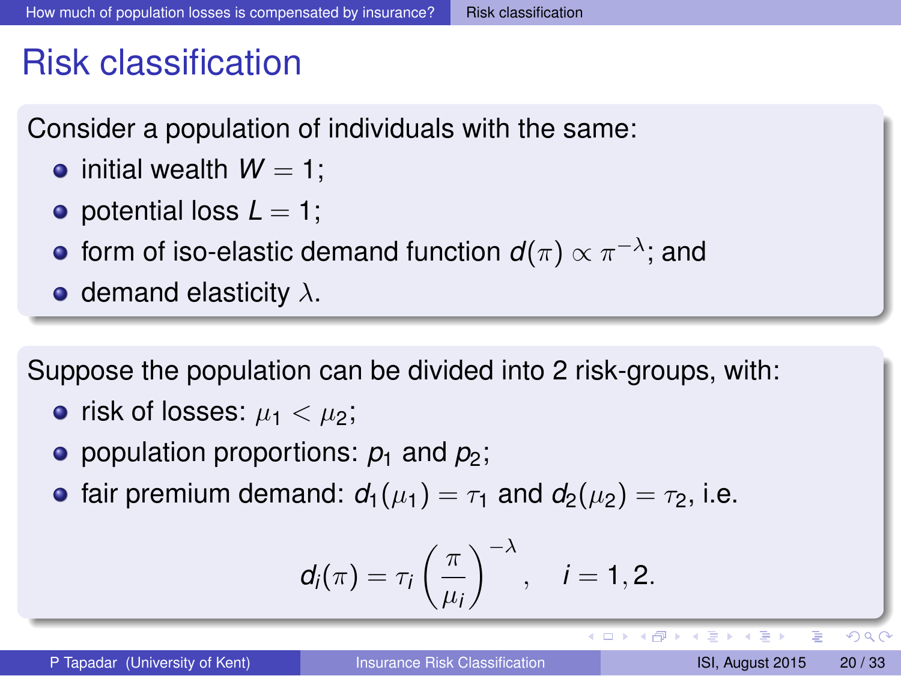# Risk classification

Consider a population of individuals with the same:

- initial wealth $W = 1$;
- potential loss $L = 1$;
- form of iso-elastic demand function $d(\pi) \propto \pi^{-\lambda}$; and
- demand elasticity $\lambda$.

Suppose the population can be divided into 2 risk-groups, with:

- risk of losses: $\mu_1 < \mu_2$;
- population proportions: $p_1$ and $p_2$;
- fair premium demand: $d_1(\mu_1) = \tau_1$ and $d_2(\mu_2) = \tau_2$, i.e.

$$d_i(\pi) = \tau_i \left( \frac{\pi}{\mu_i} \right)^{-\lambda}, \quad i = 1, 2.$$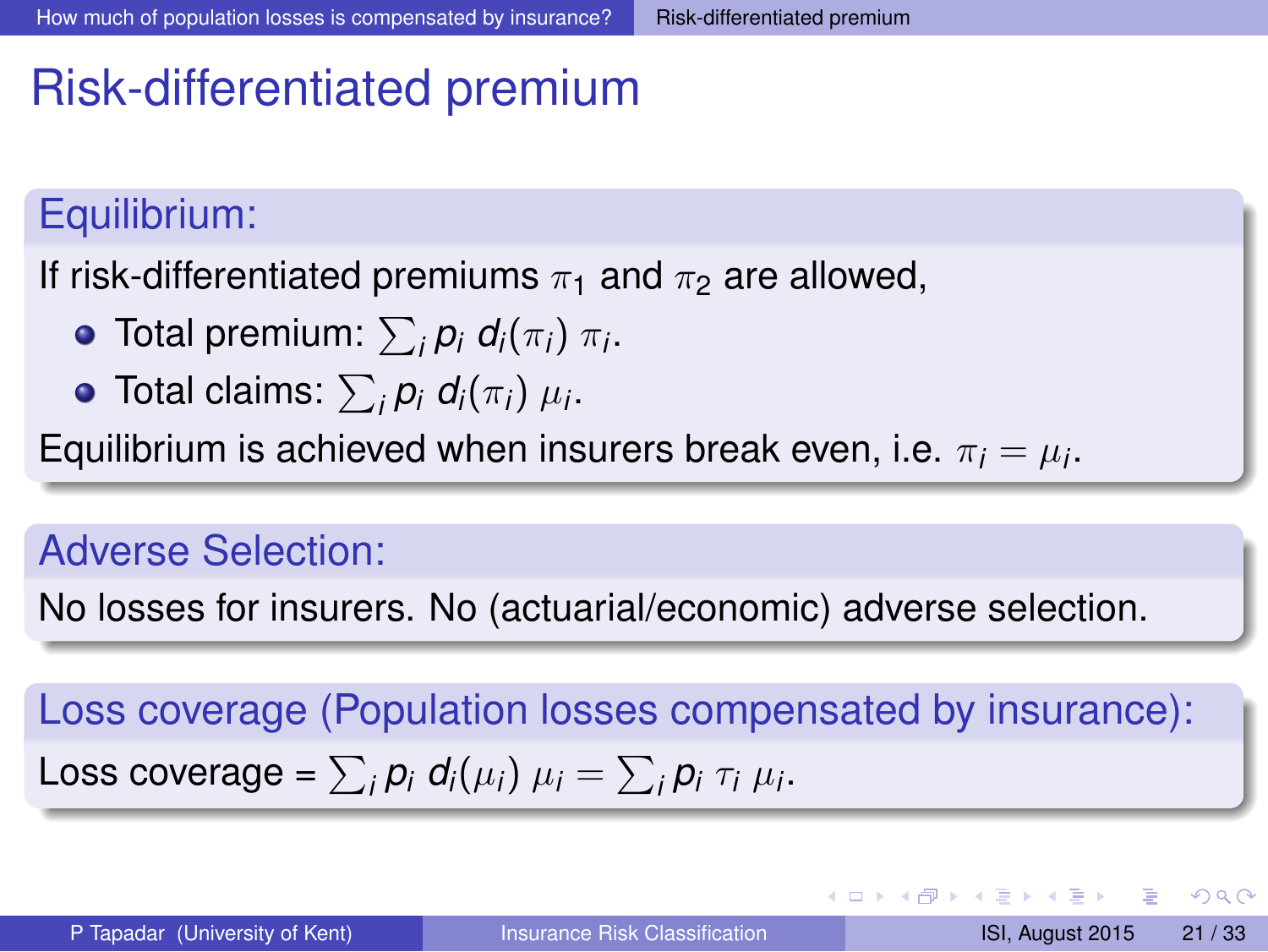# Risk-differentiated premium

## Equilibrium:

If risk-differentiated premiums $\pi_1$ and $\pi_2$ are allowed,

- Total premium: $\sum_i p_i \, d_i(\pi_i) \, \pi_i$.
- Total claims: $\sum_i p_i \, d_i(\pi_i) \, \mu_i$.

Equilibrium is achieved when insurers break even, i.e. $\pi_i = \mu_i$.

## Adverse Selection:

No losses for insurers. No (actuarial/economic) adverse selection.

## Loss coverage (Population losses compensated by insurance):

Loss coverage = $\sum_i p_i \, d_i(\mu_i) \, \mu_i = \sum_i p_i \, \tau_i \, \mu_i$.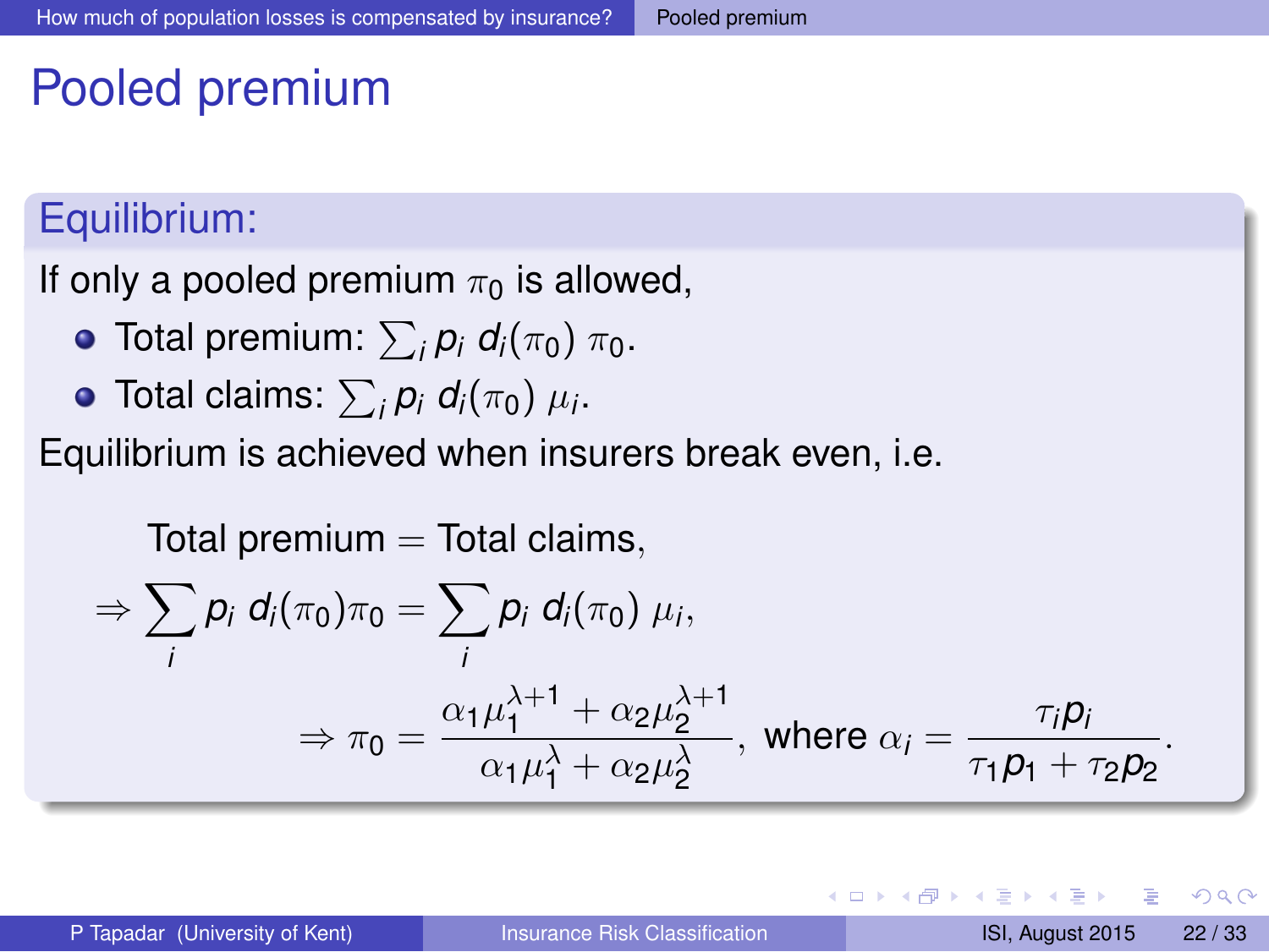# Pooled premium

## Equilibrium:

If only a pooled premium $\pi_0$ is allowed,

- Total premium: $\sum_i p_i \; d_i(\pi_0) \; \pi_0$.
- Total claims: $\sum_i p_i \; d_i(\pi_0) \; \mu_i$.

Equilibrium is achieved when insurers break even, i.e.

$$
\begin{aligned}
&\text{Total premium} = \text{Total claims}, \\
\Rightarrow &\sum_i p_i \; d_i(\pi_0)\pi_0 = \sum_i p_i \; d_i(\pi_0) \; \mu_i, \\
&\Rightarrow \pi_0 = \frac{\alpha_1 \mu_1^{\lambda+1} + \alpha_2 \mu_2^{\lambda+1}}{\alpha_1 \mu_1^{\lambda} + \alpha_2 \mu_2^{\lambda}}, \text{ where } \alpha_i = \frac{\tau_i p_i}{\tau_1 p_1 + \tau_2 p_2}.
\end{aligned}
$$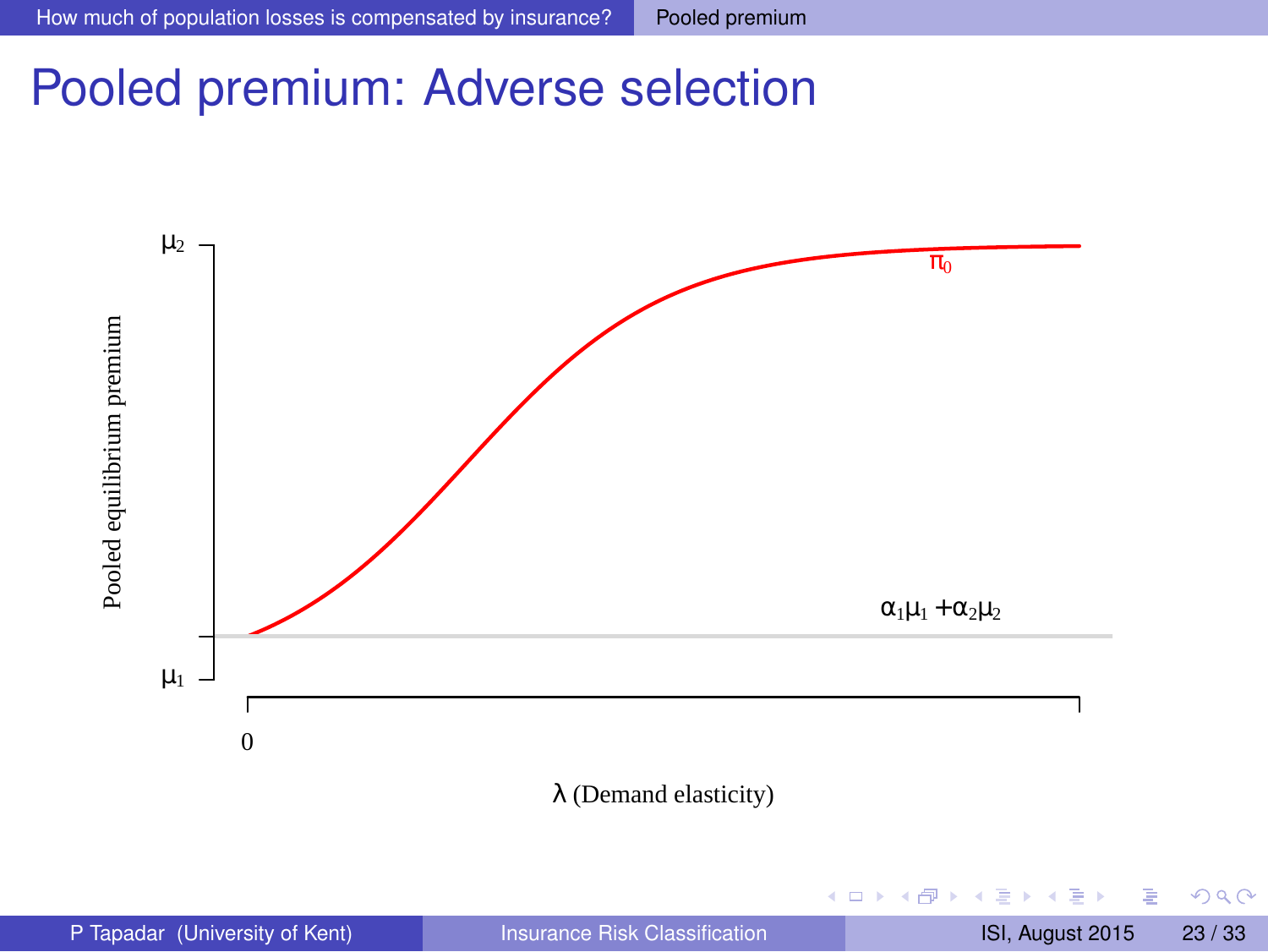# Pooled premium: Adverse selection

Pooled equilibrium premium

$\mu_2$

$\pi_0$

$\alpha_1\mu_1 + \alpha_2\mu_2$

$\mu_1$

0

$\lambda$ (Demand elasticity)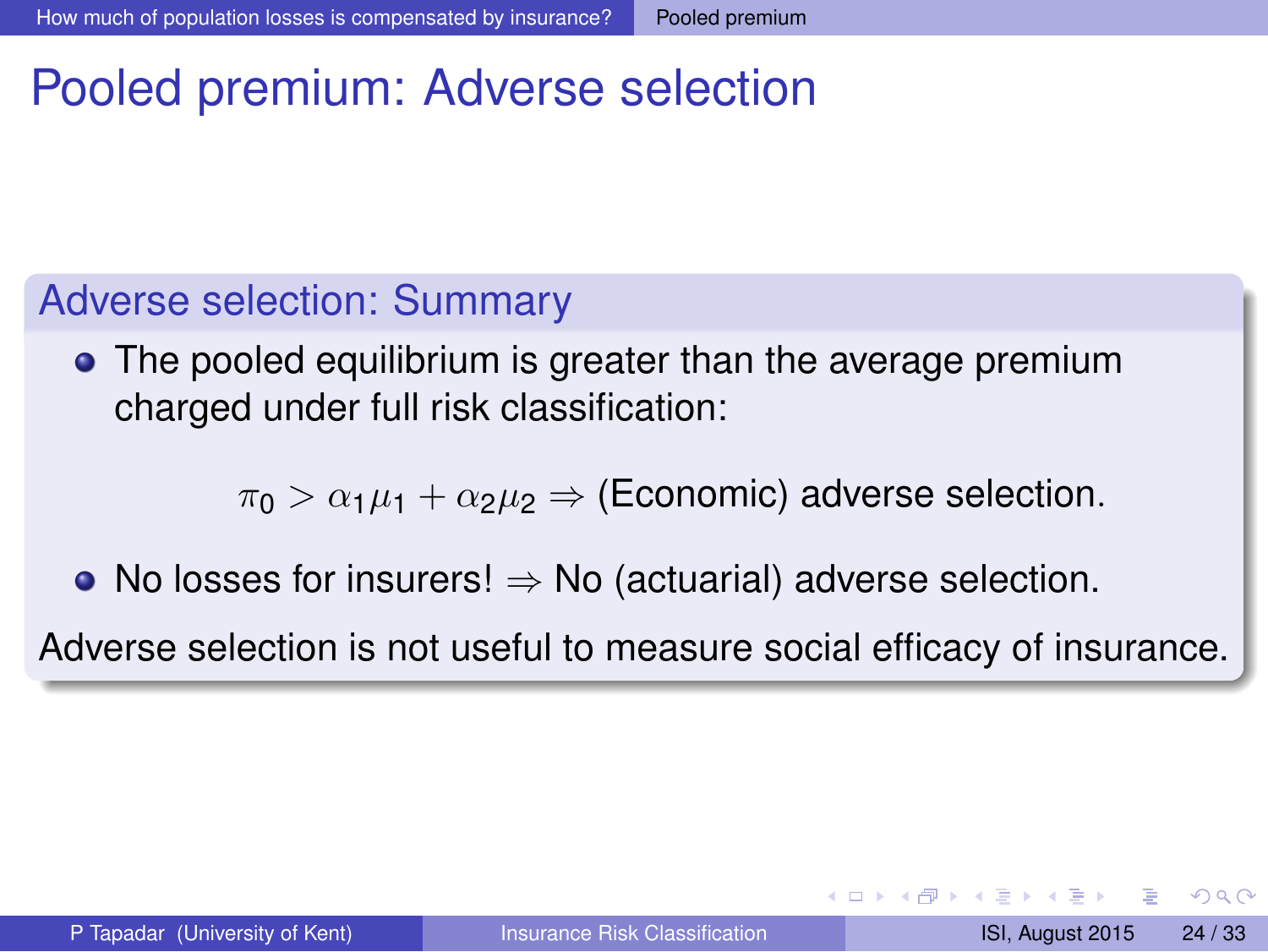# Pooled premium: Adverse selection

## Adverse selection: Summary

- The pooled equilibrium is greater than the average premium charged under full risk classification:

$$\pi_0 > \alpha_1 \mu_1 + \alpha_2 \mu_2 \Rightarrow \text{(Economic) adverse selection.}$$

- No losses for insurers! $\Rightarrow$ No (actuarial) adverse selection.

Adverse selection is not useful to measure social efficacy of insurance.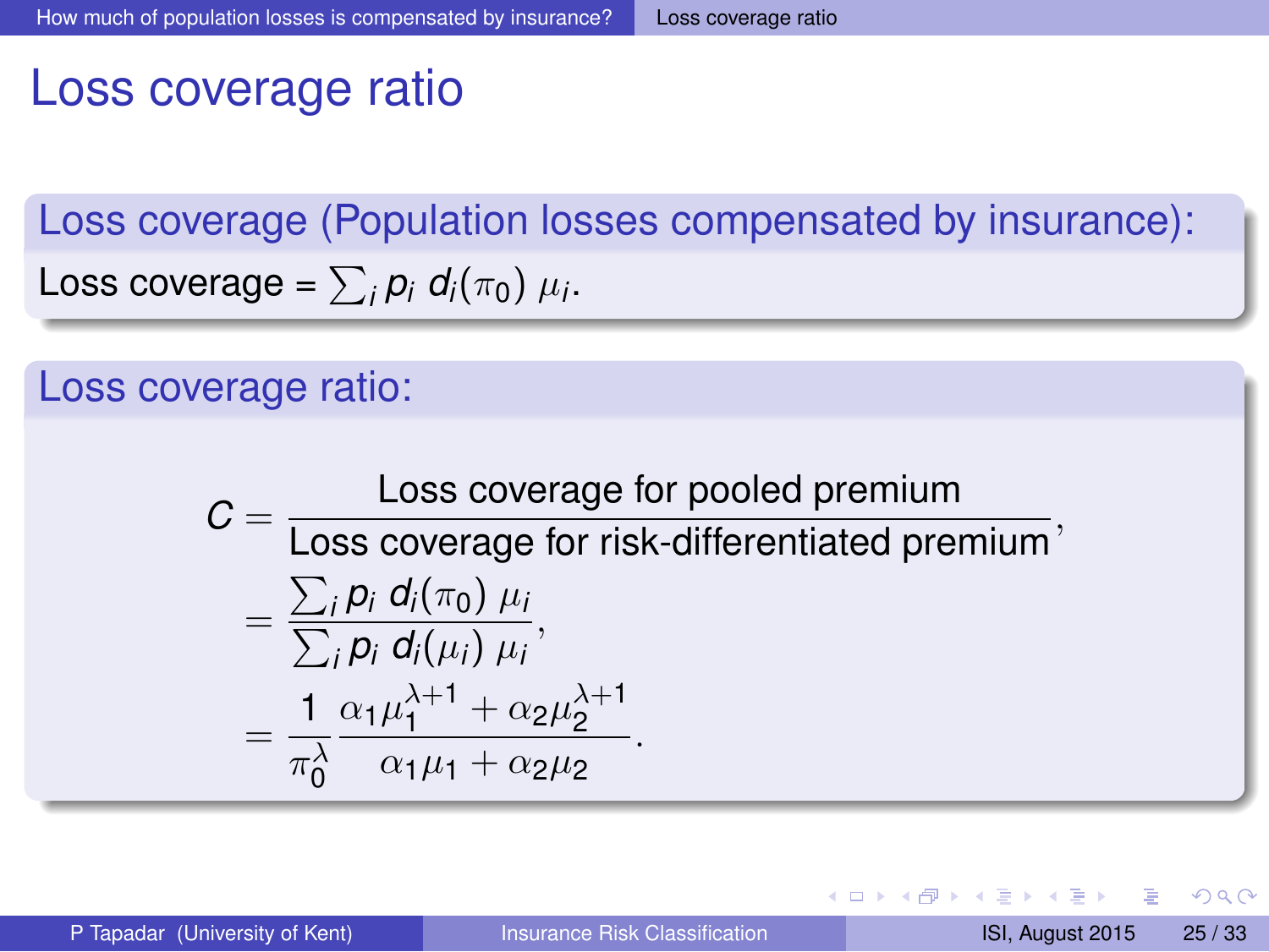# Loss coverage ratio

## Loss coverage (Population losses compensated by insurance):

Loss coverage = $\sum_i p_i \, d_i(\pi_0) \, \mu_i$.

## Loss coverage ratio:

$$
\begin{aligned}
C &= \frac{\text{Loss coverage for pooled premium}}{\text{Loss coverage for risk-differentiated premium}}, \\
&= \frac{\sum_i p_i \, d_i(\pi_0) \, \mu_i}{\sum_i p_i \, d_i(\mu_i) \, \mu_i}, \\
&= \frac{1}{\pi_0^\lambda} \frac{\alpha_1 \mu_1^{\lambda+1} + \alpha_2 \mu_2^{\lambda+1}}{\alpha_1 \mu_1 + \alpha_2 \mu_2}.
\end{aligned}
$$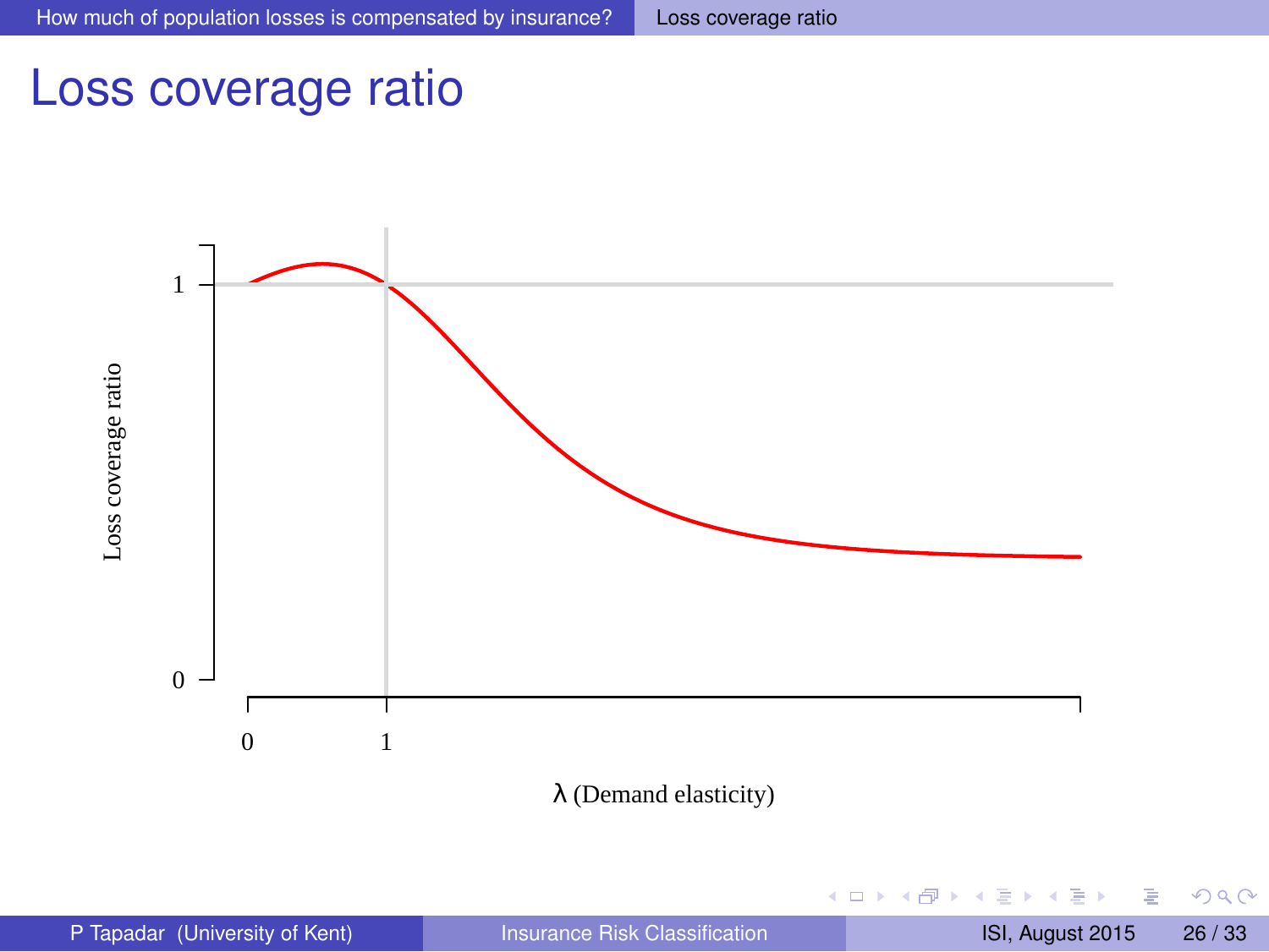# Loss coverage ratio

Loss coverage ratio

1

0

0

1

$\lambda$ (Demand elasticity)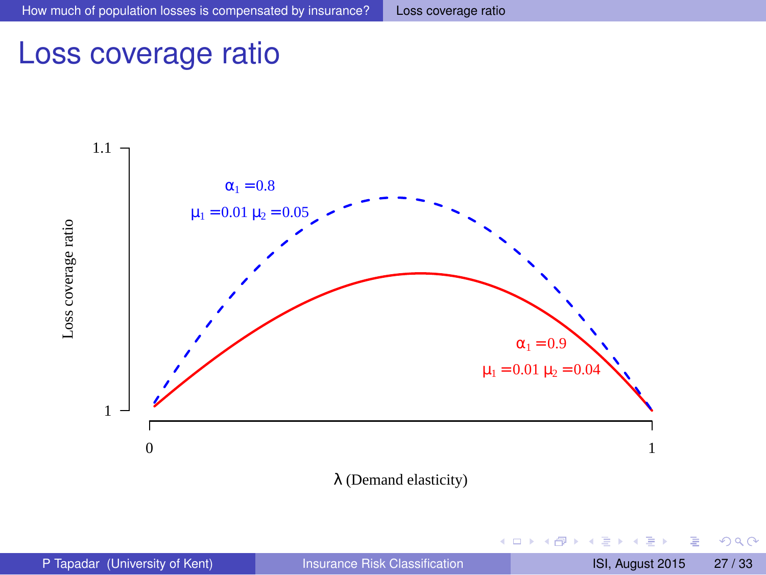# Loss coverage ratio

Loss coverage ratio

1.1

1

$\alpha_1 = 0.8$

$\mu_1 = 0.01$ $\mu_2 = 0.05$

$\alpha_1 = 0.9$

$\mu_1 = 0.01$ $\mu_2 = 0.04$

0

1

$\lambda$ (Demand elasticity)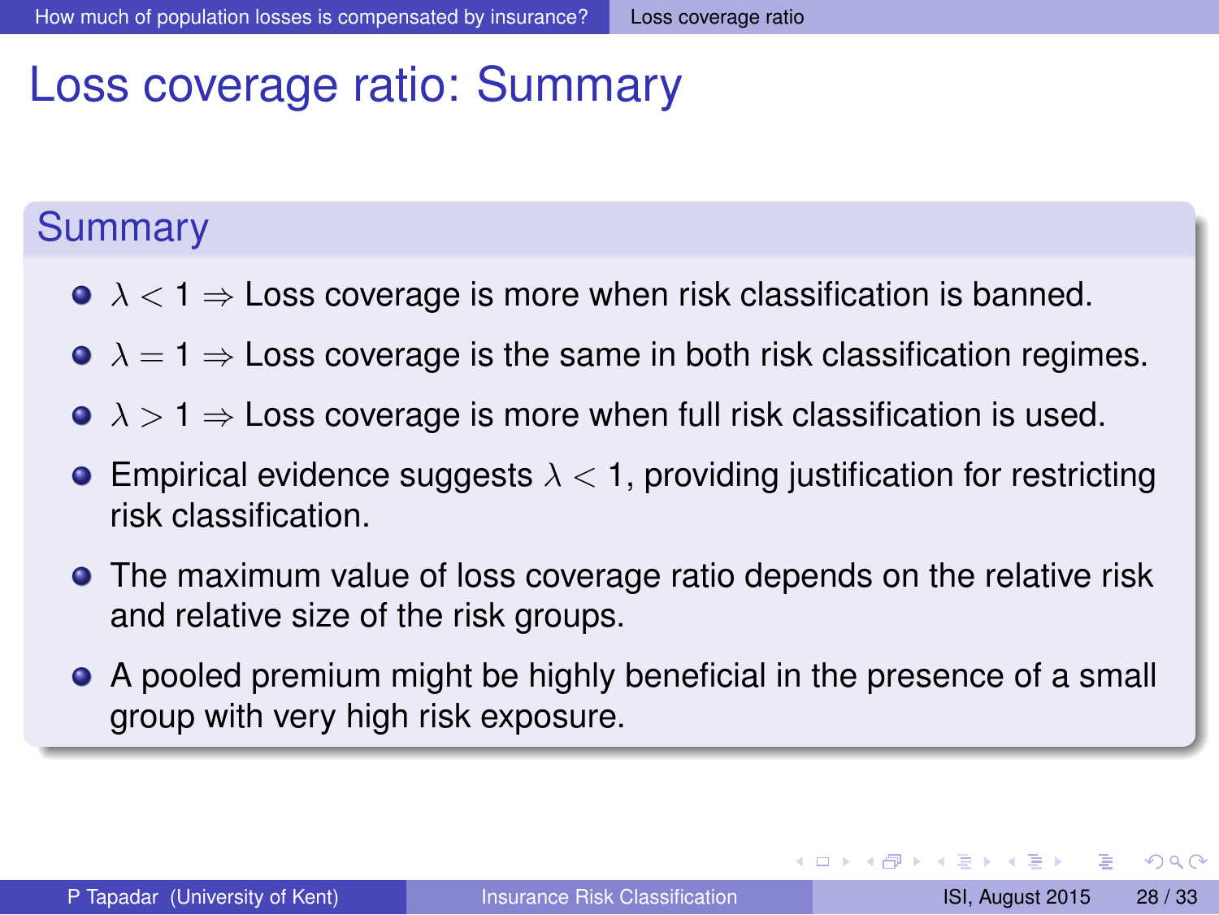# Loss coverage ratio: Summary

## Summary

- $\lambda < 1 \Rightarrow$ Loss coverage is more when risk classification is banned.
- $\lambda = 1 \Rightarrow$ Loss coverage is the same in both risk classification regimes.
- $\lambda > 1 \Rightarrow$ Loss coverage is more when full risk classification is used.
- Empirical evidence suggests $\lambda < 1$, providing justification for restricting risk classification.
- The maximum value of loss coverage ratio depends on the relative risk and relative size of the risk groups.
- A pooled premium might be highly beneficial in the presence of a small group with very high risk exposure.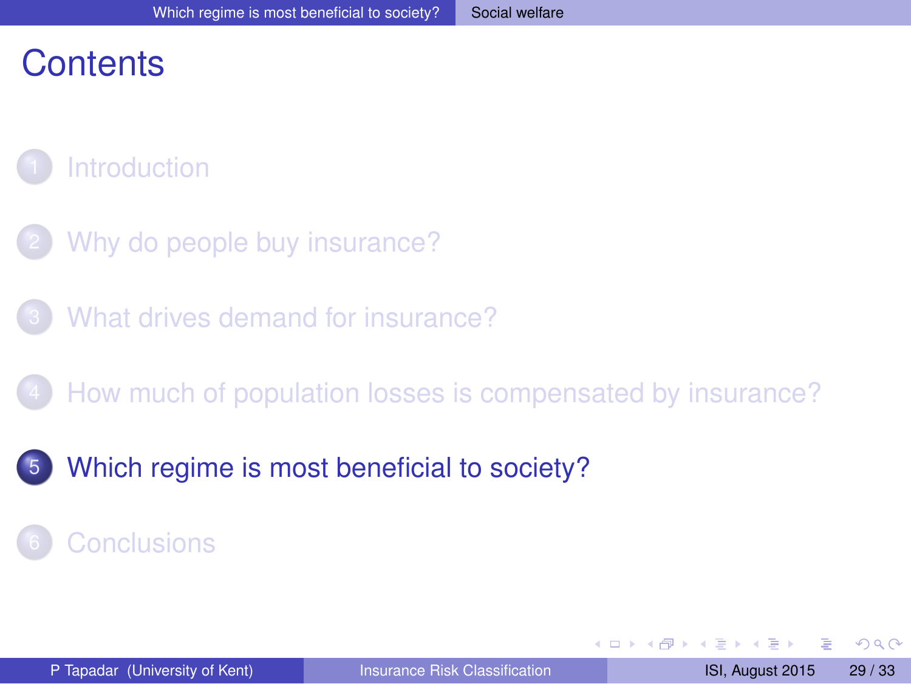# Contents

1. Introduction
2. Why do people buy insurance?
3. What drives demand for insurance?
4. How much of population losses is compensated by insurance?
5. **Which regime is most beneficial to society?**
6. Conclusions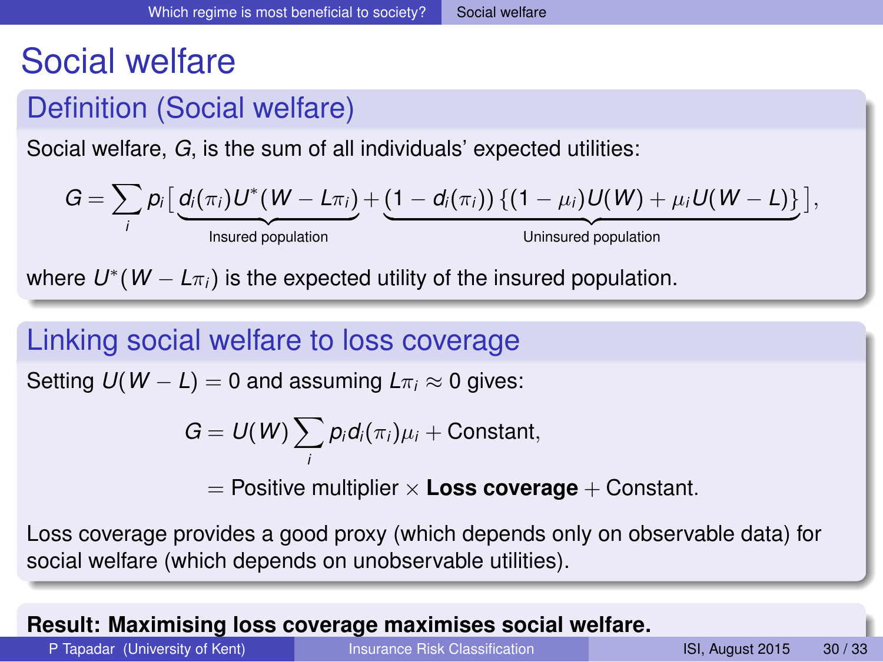# Social welfare

## Definition (Social welfare)

Social welfare, $G$, is the sum of all individuals' expected utilities:

$$G = \sum_i p_i \Big[ \underbrace{d_i(\pi_i) U^*(W - L\pi_i)}_{\text{Insured population}} + \underbrace{(1 - d_i(\pi_i)) \left\{ (1 - \mu_i) U(W) + \mu_i U(W - L) \right\}}_{\text{Uninsured population}} \Big],$$

where $U^*(W - L\pi_i)$ is the expected utility of the insured population.

## Linking social welfare to loss coverage

Setting $U(W - L) = 0$ and assuming $L\pi_i \approx 0$ gives:

$$G = U(W) \sum_i p_i d_i(\pi_i) \mu_i + \text{Constant},$$

$$= \text{Positive multiplier} \times \textbf{Loss coverage} + \text{Constant}.$$

Loss coverage provides a good proxy (which depends only on observable data) for social welfare (which depends on unobservable utilities).

**Result: Maximising loss coverage maximises social welfare.**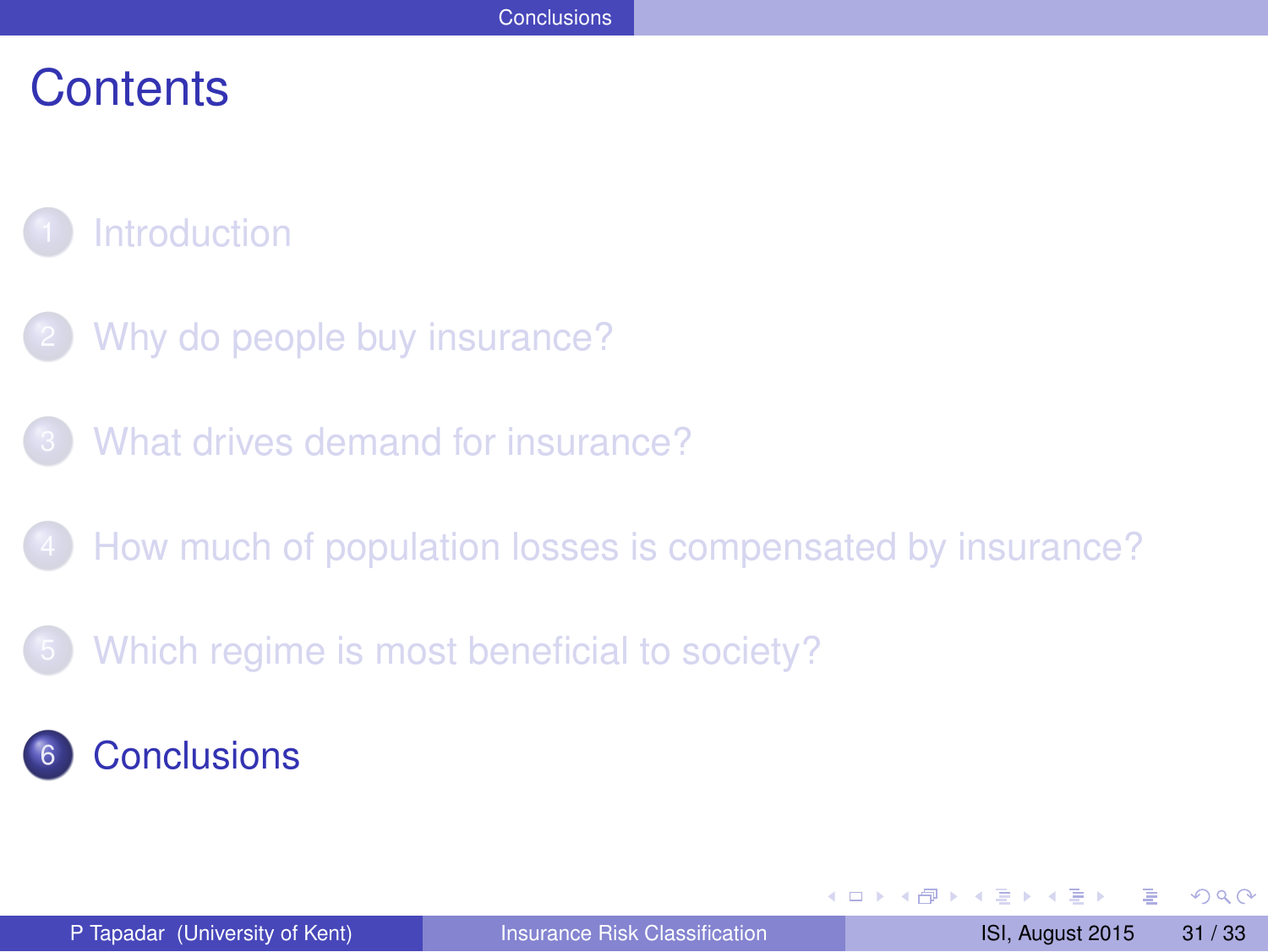# Contents

1. Introduction
2. Why do people buy insurance?
3. What drives demand for insurance?
4. How much of population losses is compensated by insurance?
5. Which regime is most beneficial to society?
6. Conclusions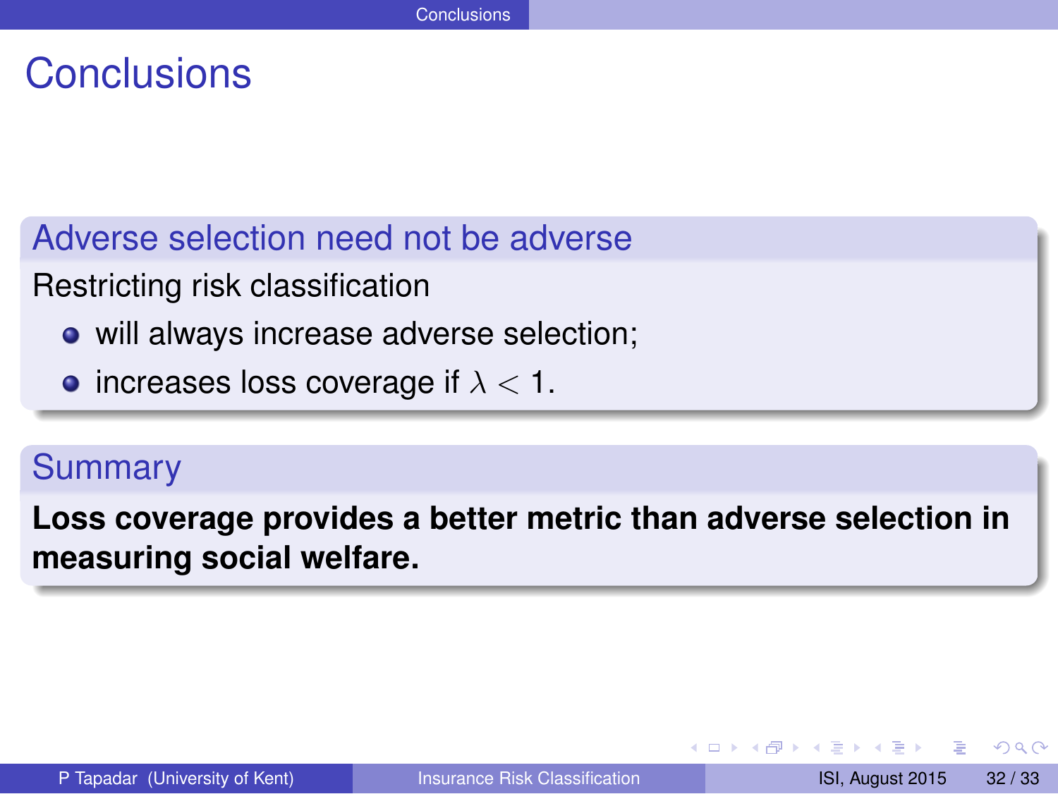# Conclusions

## Adverse selection need not be adverse

Restricting risk classification

- will always increase adverse selection;
- increases loss coverage if $\lambda < 1$.

## Summary

**Loss coverage provides a better metric than adverse selection in measuring social welfare.**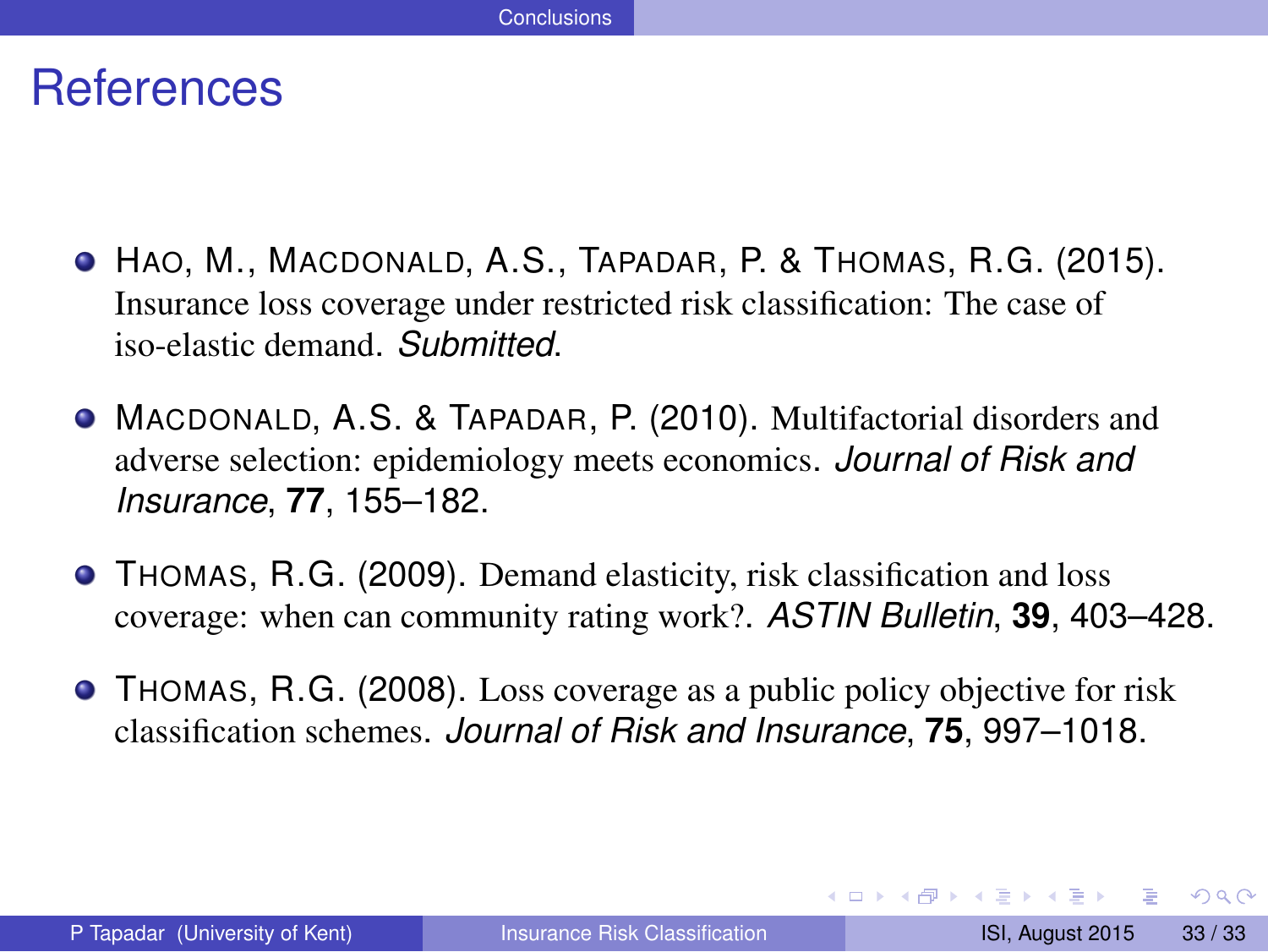# References

- HAO, M., MACDONALD, A.S., TAPADAR, P. & THOMAS, R.G. (2015). Insurance loss coverage under restricted risk classification: The case of iso-elastic demand. *Submitted*.
- MACDONALD, A.S. & TAPADAR, P. (2010). Multifactorial disorders and adverse selection: epidemiology meets economics. *Journal of Risk and Insurance*, **77**, 155–182.
- THOMAS, R.G. (2009). Demand elasticity, risk classification and loss coverage: when can community rating work?. *ASTIN Bulletin*, **39**, 403–428.
- THOMAS, R.G. (2008). Loss coverage as a public policy objective for risk classification schemes. *Journal of Risk and Insurance*, **75**, 997–1018.